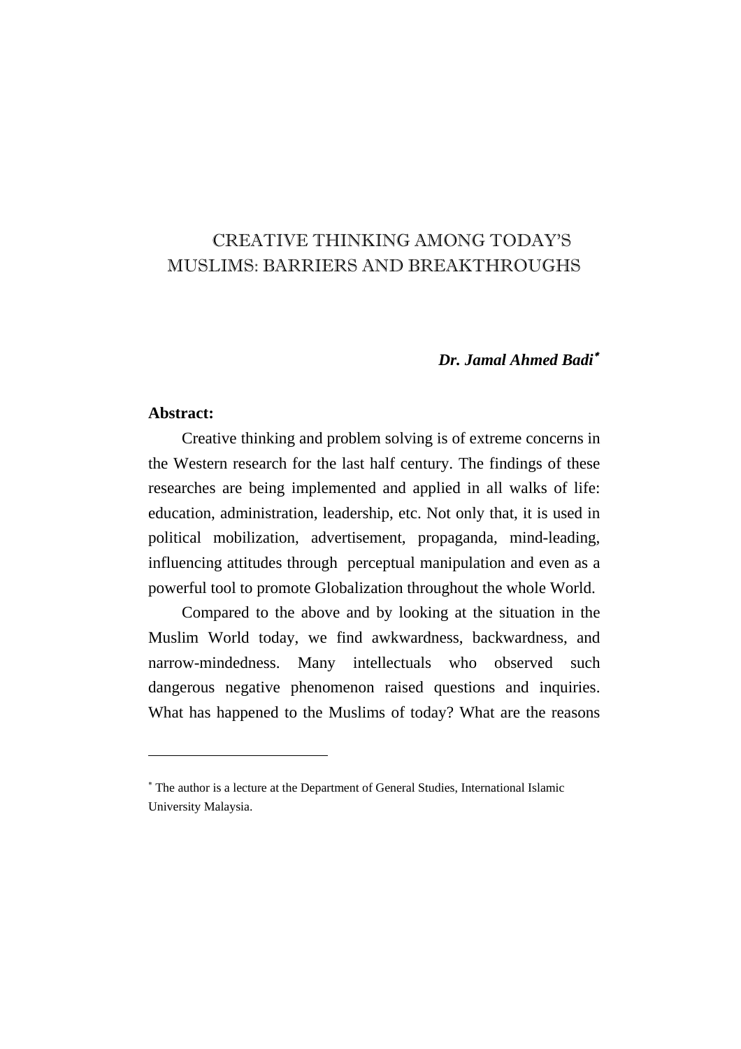# CREATIVE THINKING AMONG TODAY'S MUSLIMS: BARRIERS AND BREAKTHROUGHS

***Dr. Jamal Ahmed Badi**** 

**Abstract:**

Creative thinking and problem solving is of extreme concerns in the Western research for the last half century. The findings of these researches are being implemented and applied in all walks of life: education, administration, leadership, etc. Not only that, it is used in political mobilization, advertisement, propaganda, mind-leading, influencing attitudes through perceptual manipulation and even as a powerful tool to promote Globalization throughout the whole World.

Compared to the above and by looking at the situation in the Muslim World today, we find awkwardness, backwardness, and narrow-mindedness. Many intellectuals who observed such dangerous negative phenomenon raised questions and inquiries. What has happened to the Muslims of today? What are the reasons

---

* The author is a lecture at the Department of General Studies, International Islamic University Malaysia.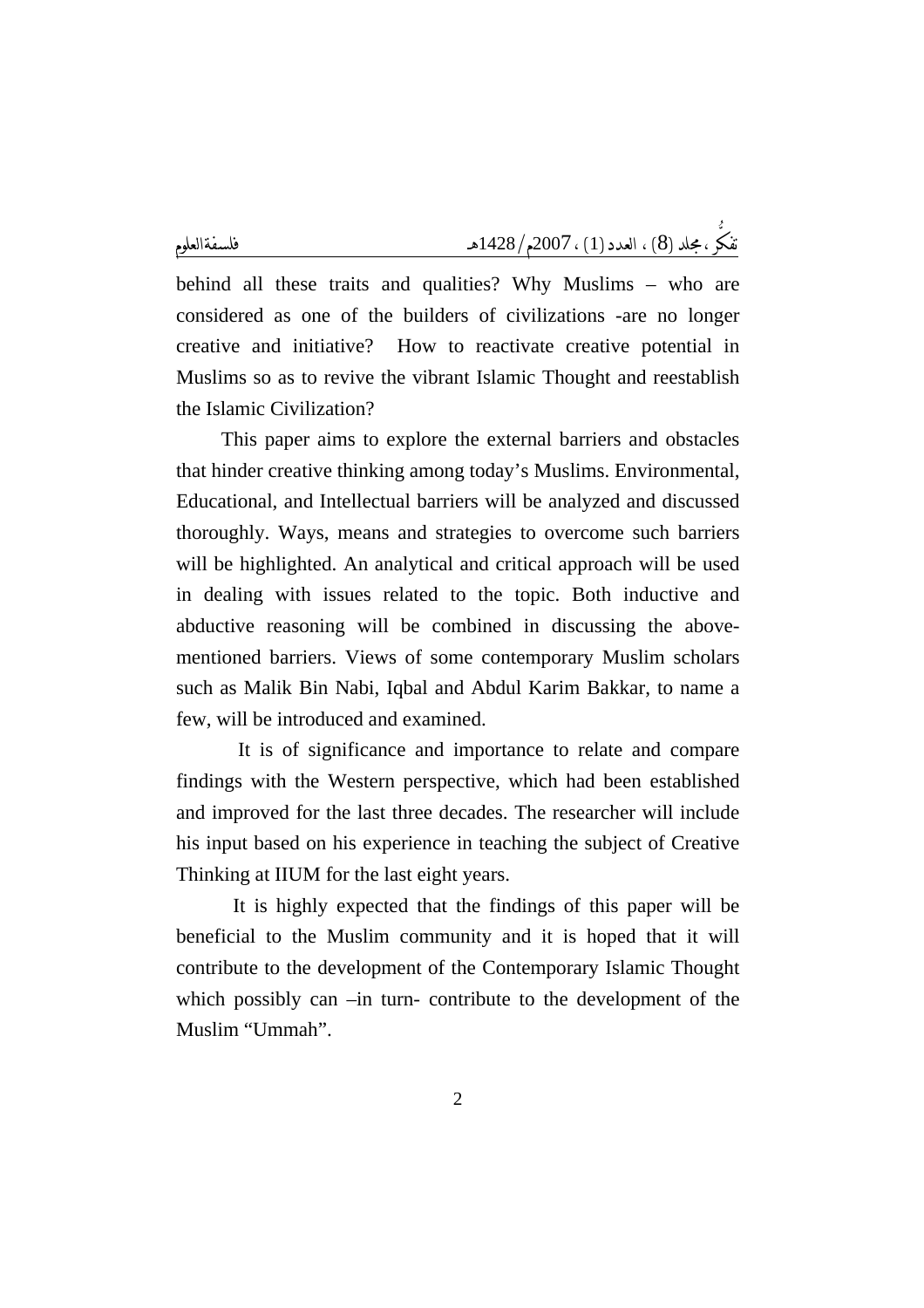behind all these traits and qualities? Why Muslims – who are considered as one of the builders of civilizations -are no longer creative and initiative? How to reactivate creative potential in Muslims so as to revive the vibrant Islamic Thought and reestablish the Islamic Civilization?

This paper aims to explore the external barriers and obstacles that hinder creative thinking among today's Muslims. Environmental, Educational, and Intellectual barriers will be analyzed and discussed thoroughly. Ways, means and strategies to overcome such barriers will be highlighted. An analytical and critical approach will be used in dealing with issues related to the topic. Both inductive and abductive reasoning will be combined in discussing the above-mentioned barriers. Views of some contemporary Muslim scholars such as Malik Bin Nabi, Iqbal and Abdul Karim Bakkar, to name a few, will be introduced and examined.

It is of significance and importance to relate and compare findings with the Western perspective, which had been established and improved for the last three decades. The researcher will include his input based on his experience in teaching the subject of Creative Thinking at IIUM for the last eight years.

It is highly expected that the findings of this paper will be beneficial to the Muslim community and it is hoped that it will contribute to the development of the Contemporary Islamic Thought which possibly can –in turn- contribute to the development of the Muslim "Ummah".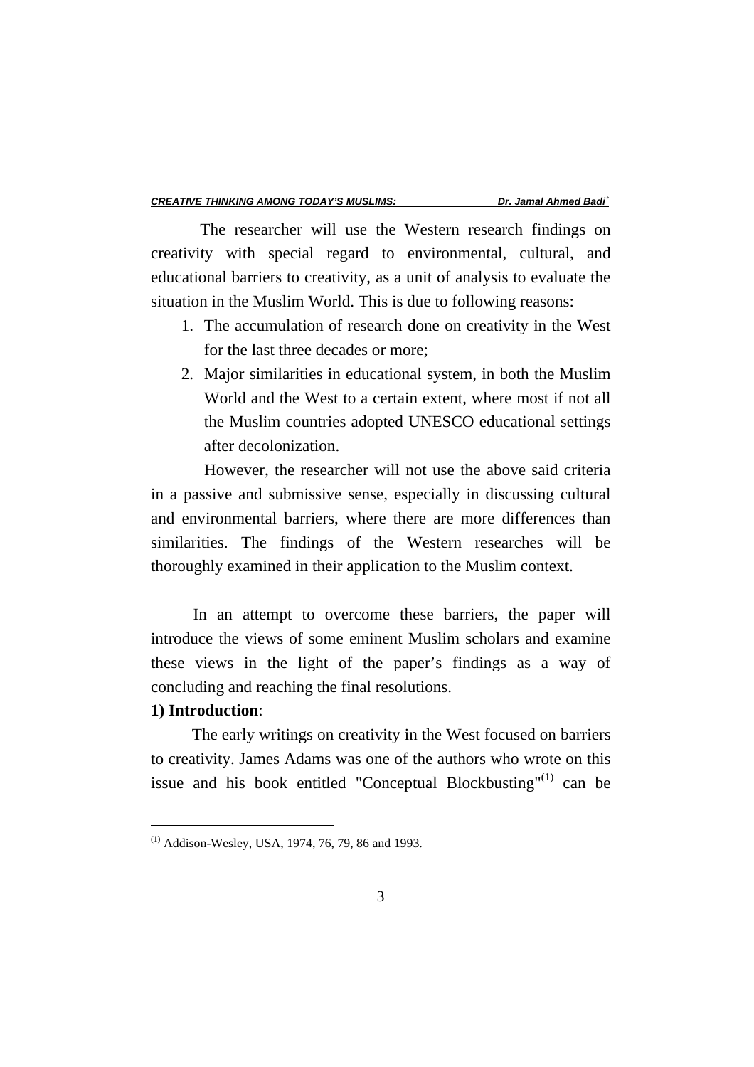The researcher will use the Western research findings on creativity with special regard to environmental, cultural, and educational barriers to creativity, as a unit of analysis to evaluate the situation in the Muslim World. This is due to following reasons:

1. The accumulation of research done on creativity in the West for the last three decades or more;
2. Major similarities in educational system, in both the Muslim World and the West to a certain extent, where most if not all the Muslim countries adopted UNESCO educational settings after decolonization.

However, the researcher will not use the above said criteria in a passive and submissive sense, especially in discussing cultural and environmental barriers, where there are more differences than similarities. The findings of the Western researches will be thoroughly examined in their application to the Muslim context.

In an attempt to overcome these barriers, the paper will introduce the views of some eminent Muslim scholars and examine these views in the light of the paper's findings as a way of concluding and reaching the final resolutions.

**1) Introduction**:

The early writings on creativity in the West focused on barriers to creativity. James Adams was one of the authors who wrote on this issue and his book entitled "Conceptual Blockbusting"(1) can be

(1) Addison-Wesley, USA, 1974, 76, 79, 86 and 1993.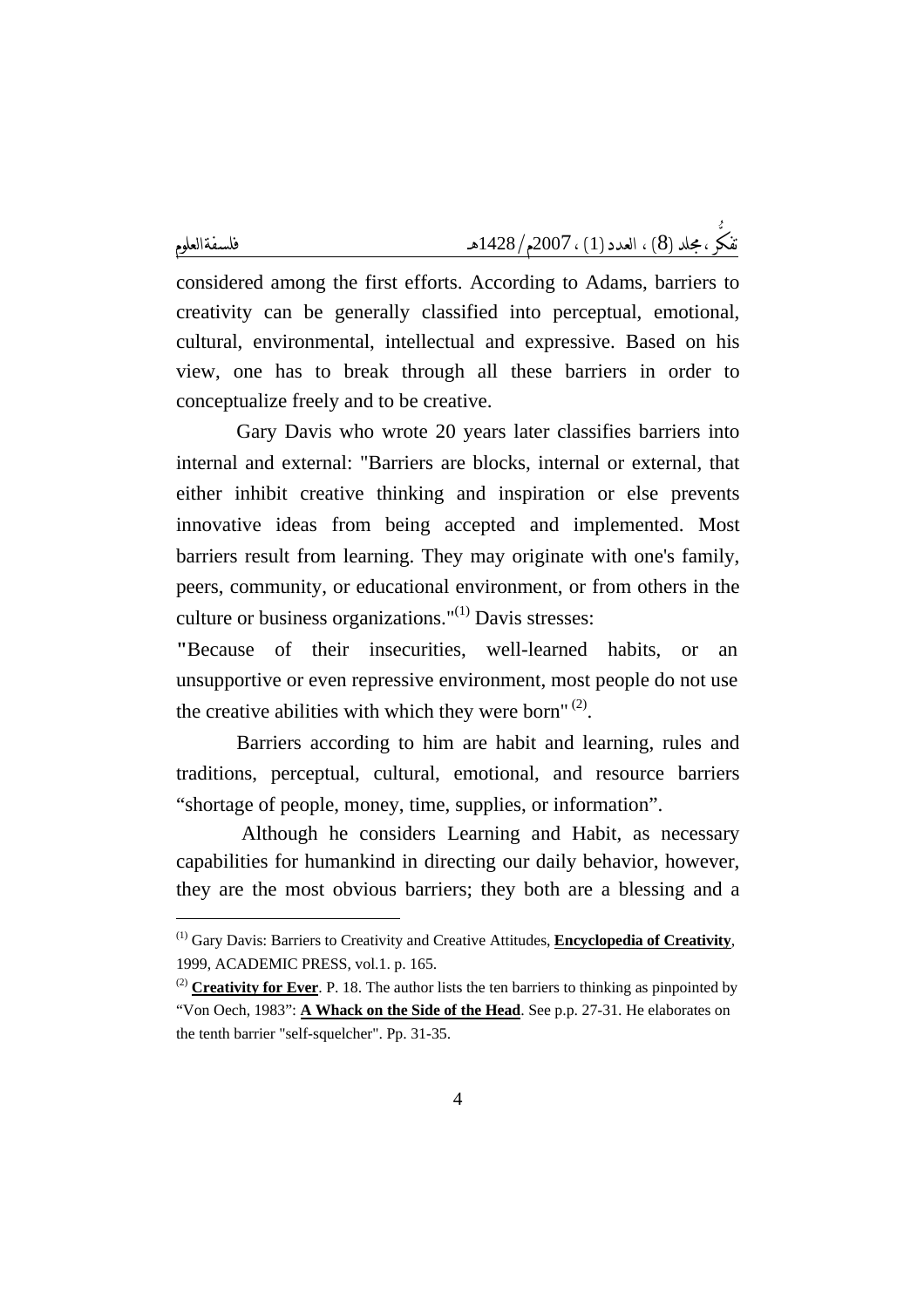considered among the first efforts. According to Adams, barriers to creativity can be generally classified into perceptual, emotional, cultural, environmental, intellectual and expressive. Based on his view, one has to break through all these barriers in order to conceptualize freely and to be creative.

Gary Davis who wrote 20 years later classifies barriers into internal and external: "Barriers are blocks, internal or external, that either inhibit creative thinking and inspiration or else prevents innovative ideas from being accepted and implemented. Most barriers result from learning. They may originate with one's family, peers, community, or educational environment, or from others in the culture or business organizations."[1] Davis stresses:

"Because of their insecurities, well-learned habits, or an unsupportive or even repressive environment, most people do not use the creative abilities with which they were born"[2].

Barriers according to him are habit and learning, rules and traditions, perceptual, cultural, emotional, and resource barriers "shortage of people, money, time, supplies, or information".

Although he considers Learning and Habit, as necessary capabilities for humankind in directing our daily behavior, however, they are the most obvious barriers; they both are a blessing and a

---

[1] Gary Davis: Barriers to Creativity and Creative Attitudes, **Encyclopedia of Creativity**, 1999, ACADEMIC PRESS, vol.1. p. 165.

[2] **Creativity for Ever**. P. 18. The author lists the ten barriers to thinking as pinpointed by "Von Oech, 1983": **A Whack on the Side of the Head**. See p.p. 27-31. He elaborates on the tenth barrier "self-squelcher". Pp. 31-35.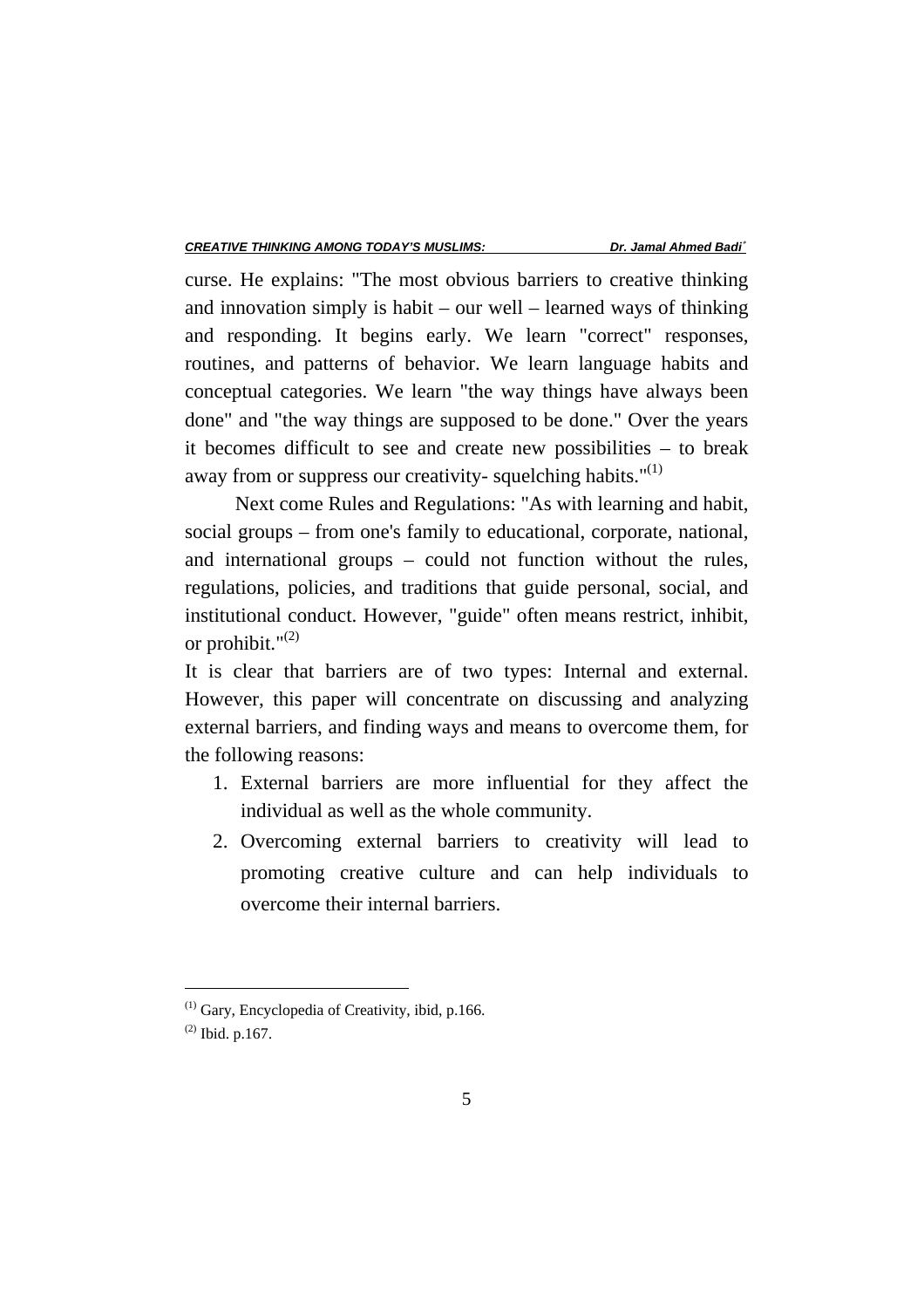curse. He explains: "The most obvious barriers to creative thinking and innovation simply is habit – our well – learned ways of thinking and responding. It begins early. We learn "correct" responses, routines, and patterns of behavior. We learn language habits and conceptual categories. We learn "the way things have always been done" and "the way things are supposed to be done." Over the years it becomes difficult to see and create new possibilities – to break away from or suppress our creativity- squelching habits."[(1)]

Next come Rules and Regulations: "As with learning and habit, social groups – from one's family to educational, corporate, national, and international groups – could not function without the rules, regulations, policies, and traditions that guide personal, social, and institutional conduct. However, "guide" often means restrict, inhibit, or prohibit."[(2)]

It is clear that barriers are of two types: Internal and external. However, this paper will concentrate on discussing and analyzing external barriers, and finding ways and means to overcome them, for the following reasons:

1. External barriers are more influential for they affect the individual as well as the whole community.
2. Overcoming external barriers to creativity will lead to promoting creative culture and can help individuals to overcome their internal barriers.

---

[(1)] Gary, Encyclopedia of Creativity, ibid, p.166.

[(2)] Ibid. p.167.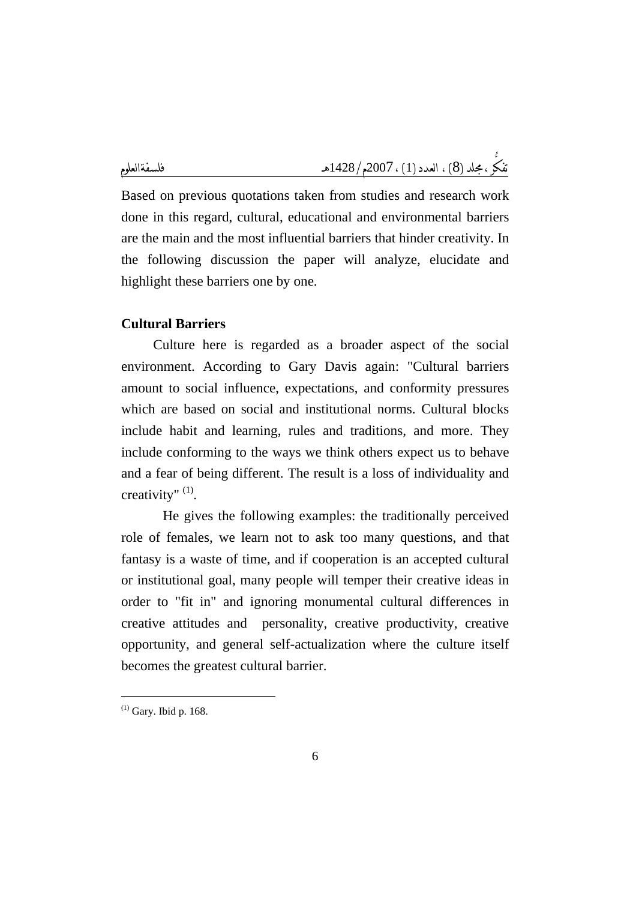Based on previous quotations taken from studies and research work done in this regard, cultural, educational and environmental barriers are the main and the most influential barriers that hinder creativity. In the following discussion the paper will analyze, elucidate and highlight these barriers one by one.

**Cultural Barriers**

Culture here is regarded as a broader aspect of the social environment. According to Gary Davis again: "Cultural barriers amount to social influence, expectations, and conformity pressures which are based on social and institutional norms. Cultural blocks include habit and learning, rules and traditions, and more. They include conforming to the ways we think others expect us to behave and a fear of being different. The result is a loss of individuality and creativity" [(1)].

He gives the following examples: the traditionally perceived role of females, we learn not to ask too many questions, and that fantasy is a waste of time, and if cooperation is an accepted cultural or institutional goal, many people will temper their creative ideas in order to "fit in" and ignoring monumental cultural differences in creative attitudes and personality, creative productivity, creative opportunity, and general self-actualization where the culture itself becomes the greatest cultural barrier.

---

[(1)] Gary. Ibid p. 168.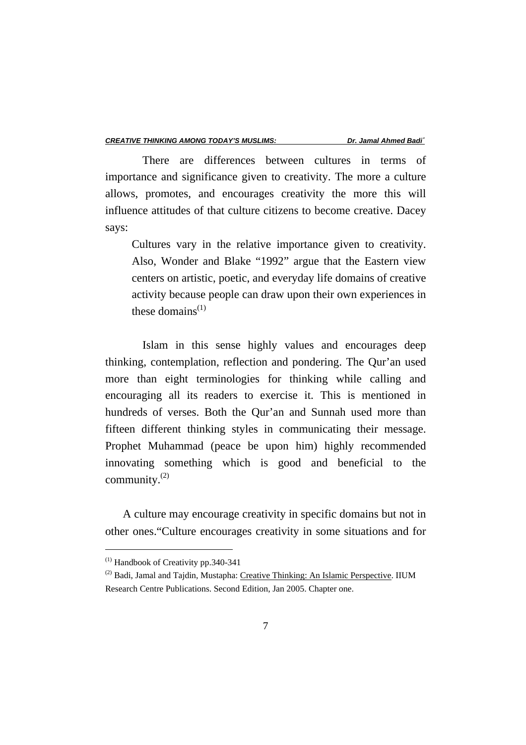There are differences between cultures in terms of importance and significance given to creativity. The more a culture allows, promotes, and encourages creativity the more this will influence attitudes of that culture citizens to become creative. Dacey says:

> Cultures vary in the relative importance given to creativity. Also, Wonder and Blake "1992" argue that the Eastern view centers on artistic, poetic, and everyday life domains of creative activity because people can draw upon their own experiences in these domains[(1)]

Islam in this sense highly values and encourages deep thinking, contemplation, reflection and pondering. The Qur'an used more than eight terminologies for thinking while calling and encouraging all its readers to exercise it. This is mentioned in hundreds of verses. Both the Qur'an and Sunnah used more than fifteen different thinking styles in communicating their message. Prophet Muhammad (peace be upon him) highly recommended innovating something which is good and beneficial to the community.[(2)]

A culture may encourage creativity in specific domains but not in other ones."Culture encourages creativity in some situations and for

---

[(1)] Handbook of Creativity pp.340-341

[(2)] Badi, Jamal and Tajdin, Mustapha: Creative Thinking: An Islamic Perspective. IIUM Research Centre Publications. Second Edition, Jan 2005. Chapter one.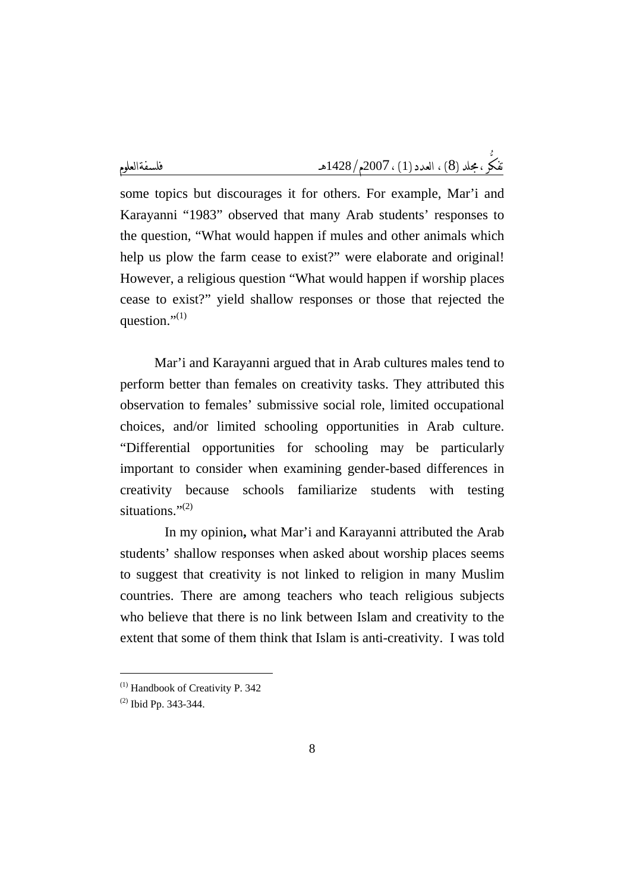some topics but discourages it for others. For example, Mar'i and Karayanni "1983" observed that many Arab students' responses to the question, "What would happen if mules and other animals which help us plow the farm cease to exist?" were elaborate and original! However, a religious question "What would happen if worship places cease to exist?" yield shallow responses or those that rejected the question."[1]

Mar'i and Karayanni argued that in Arab cultures males tend to perform better than females on creativity tasks. They attributed this observation to females' submissive social role, limited occupational choices, and/or limited schooling opportunities in Arab culture. "Differential opportunities for schooling may be particularly important to consider when examining gender-based differences in creativity because schools familiarize students with testing situations."[2]

In my opinion**,** what Mar'i and Karayanni attributed the Arab students' shallow responses when asked about worship places seems to suggest that creativity is not linked to religion in many Muslim countries. There are among teachers who teach religious subjects who believe that there is no link between Islam and creativity to the extent that some of them think that Islam is anti-creativity. I was told

---

(1) Handbook of Creativity P. 342

(2) Ibid Pp. 343-344.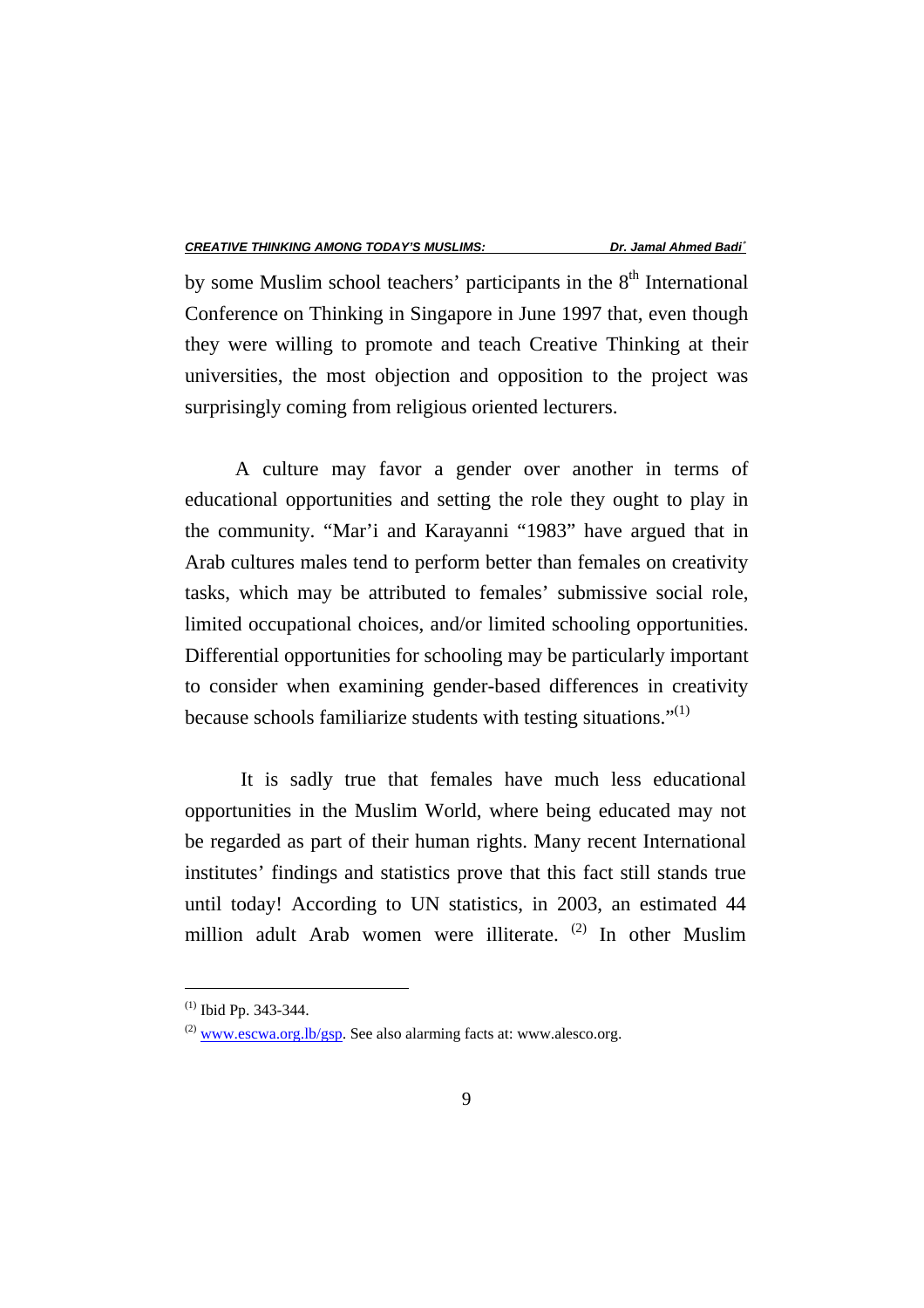by some Muslim school teachers' participants in the 8th International Conference on Thinking in Singapore in June 1997 that, even though they were willing to promote and teach Creative Thinking at their universities, the most objection and opposition to the project was surprisingly coming from religious oriented lecturers.

A culture may favor a gender over another in terms of educational opportunities and setting the role they ought to play in the community. "Mar'i and Karayanni "1983" have argued that in Arab cultures males tend to perform better than females on creativity tasks, which may be attributed to females' submissive social role, limited occupational choices, and/or limited schooling opportunities. Differential opportunities for schooling may be particularly important to consider when examining gender-based differences in creativity because schools familiarize students with testing situations."[1]

It is sadly true that females have much less educational opportunities in the Muslim World, where being educated may not be regarded as part of their human rights. Many recent International institutes' findings and statistics prove that this fact still stands true until today! According to UN statistics, in 2003, an estimated 44 million adult Arab women were illiterate. [2] In other Muslim

---

[1] Ibid Pp. 343-344.

[2] www.escwa.org.lb/gsp. See also alarming facts at: www.alesco.org.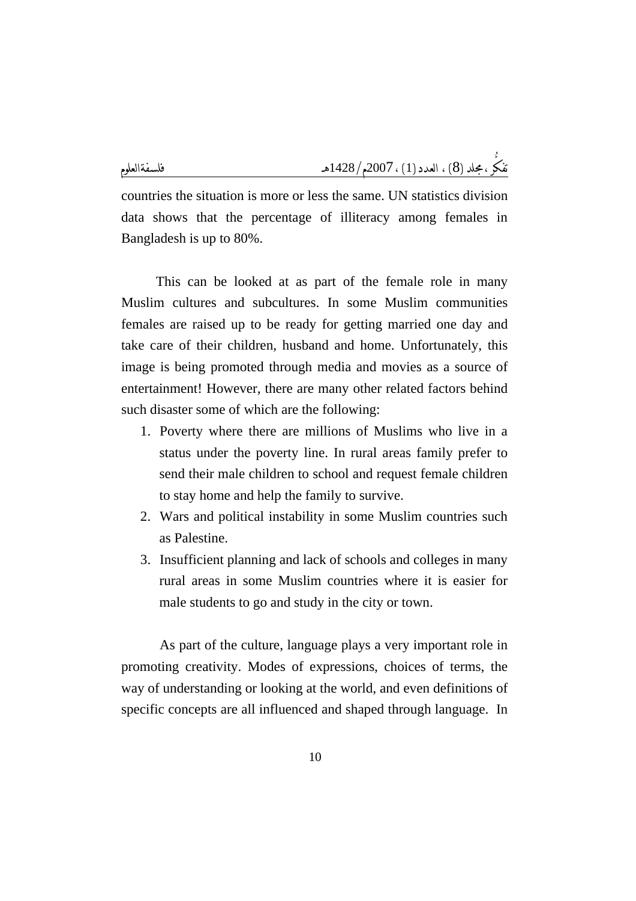countries the situation is more or less the same. UN statistics division data shows that the percentage of illiteracy among females in Bangladesh is up to 80%.

This can be looked at as part of the female role in many Muslim cultures and subcultures. In some Muslim communities females are raised up to be ready for getting married one day and take care of their children, husband and home. Unfortunately, this image is being promoted through media and movies as a source of entertainment! However, there are many other related factors behind such disaster some of which are the following:

1. Poverty where there are millions of Muslims who live in a status under the poverty line. In rural areas family prefer to send their male children to school and request female children to stay home and help the family to survive.
2. Wars and political instability in some Muslim countries such as Palestine.
3. Insufficient planning and lack of schools and colleges in many rural areas in some Muslim countries where it is easier for male students to go and study in the city or town.

As part of the culture, language plays a very important role in promoting creativity. Modes of expressions, choices of terms, the way of understanding or looking at the world, and even definitions of specific concepts are all influenced and shaped through language. In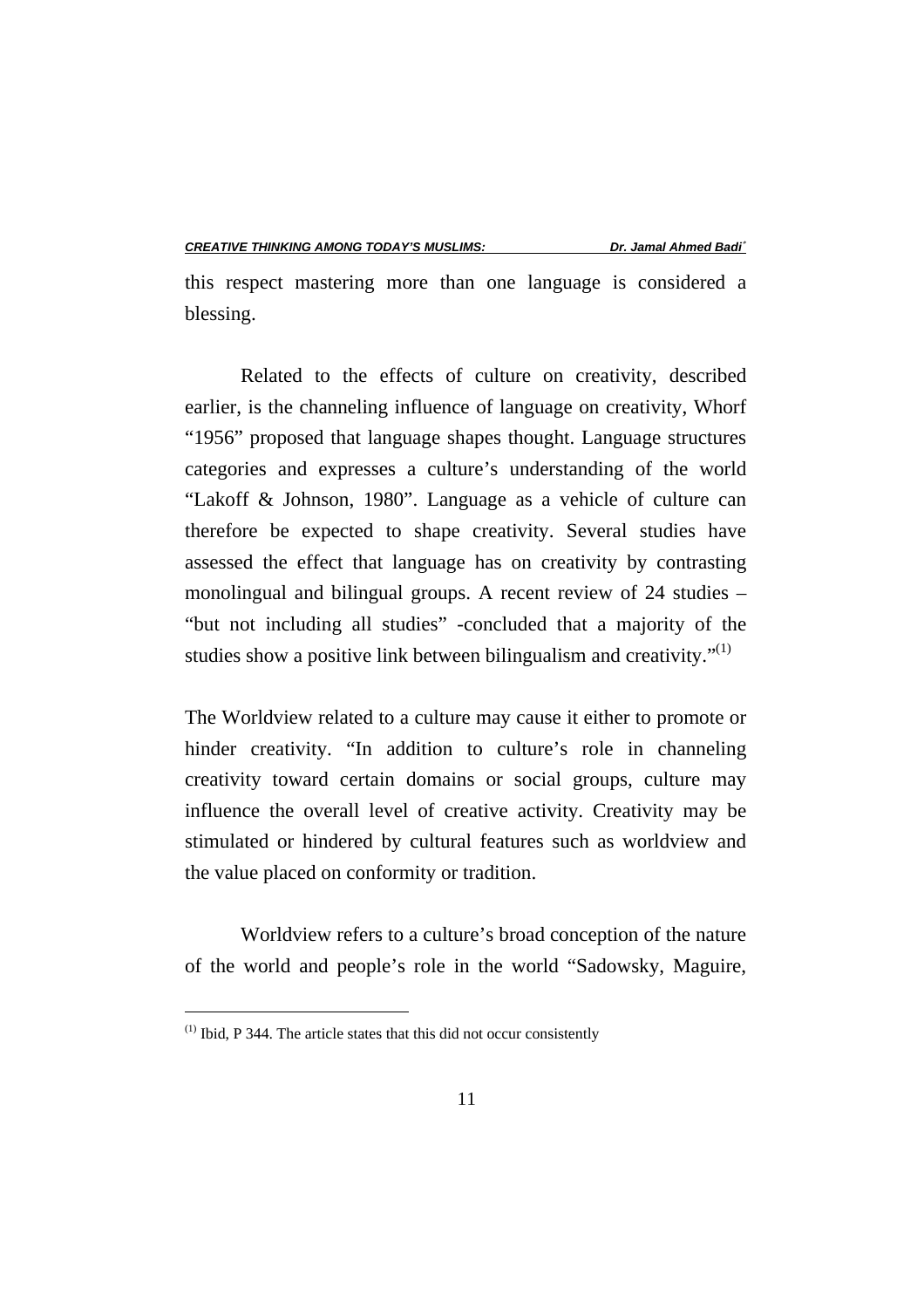this respect mastering more than one language is considered a blessing.

Related to the effects of culture on creativity, described earlier, is the channeling influence of language on creativity, Whorf "1956" proposed that language shapes thought. Language structures categories and expresses a culture's understanding of the world "Lakoff & Johnson, 1980". Language as a vehicle of culture can therefore be expected to shape creativity. Several studies have assessed the effect that language has on creativity by contrasting monolingual and bilingual groups. A recent review of 24 studies – "but not including all studies" -concluded that a majority of the studies show a positive link between bilingualism and creativity."[1]

The Worldview related to a culture may cause it either to promote or hinder creativity. "In addition to culture's role in channeling creativity toward certain domains or social groups, culture may influence the overall level of creative activity. Creativity may be stimulated or hindered by cultural features such as worldview and the value placed on conformity or tradition.

Worldview refers to a culture's broad conception of the nature of the world and people's role in the world "Sadowsky, Maguire,

---

[1] Ibid, P 344. The article states that this did not occur consistently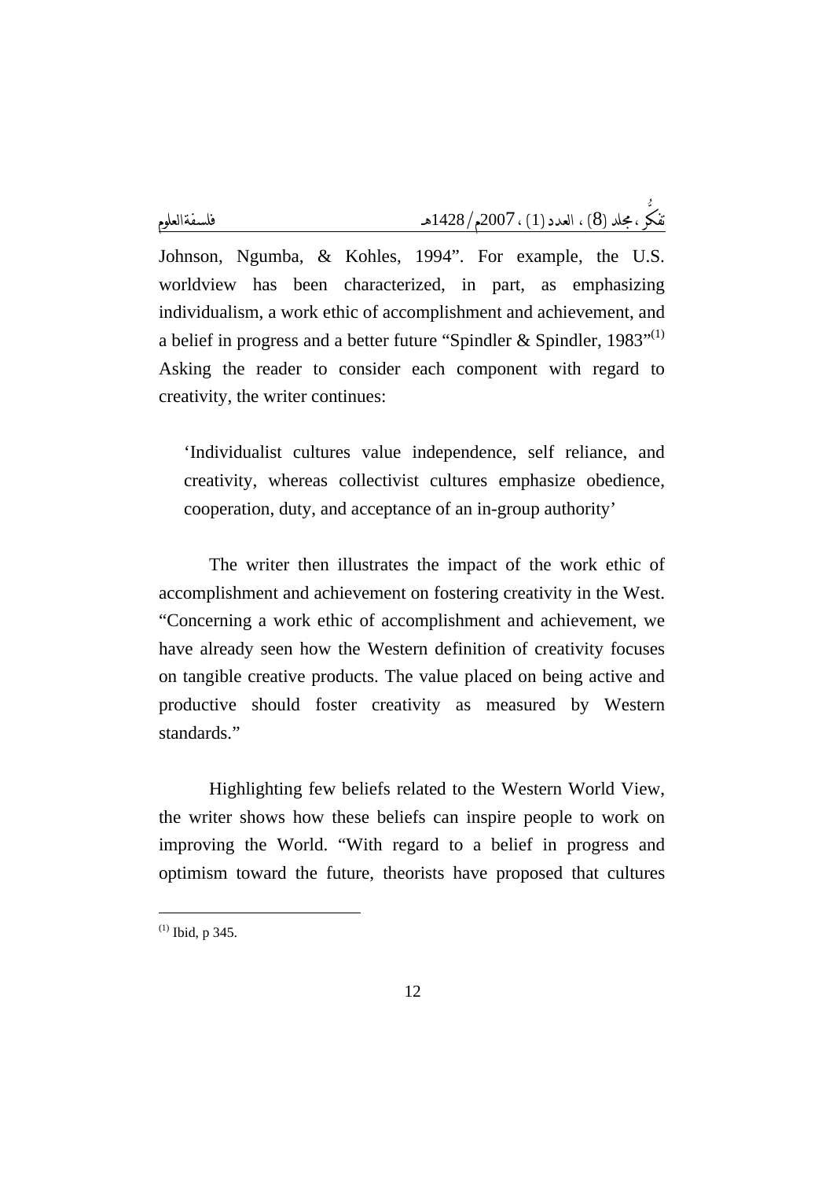Johnson, Ngumba, & Kohles, 1994". For example, the U.S. worldview has been characterized, in part, as emphasizing individualism, a work ethic of accomplishment and achievement, and a belief in progress and a better future "Spindler & Spindler, 1983"[1] Asking the reader to consider each component with regard to creativity, the writer continues:

> 'Individualist cultures value independence, self reliance, and creativity, whereas collectivist cultures emphasize obedience, cooperation, duty, and acceptance of an in-group authority'

The writer then illustrates the impact of the work ethic of accomplishment and achievement on fostering creativity in the West. "Concerning a work ethic of accomplishment and achievement, we have already seen how the Western definition of creativity focuses on tangible creative products. The value placed on being active and productive should foster creativity as measured by Western standards."

Highlighting few beliefs related to the Western World View, the writer shows how these beliefs can inspire people to work on improving the World. "With regard to a belief in progress and optimism toward the future, theorists have proposed that cultures

---

[1] Ibid, p 345.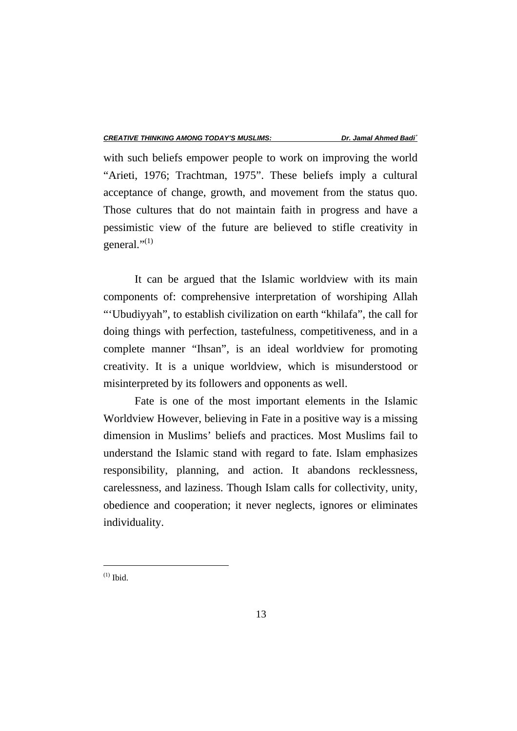with such beliefs empower people to work on improving the world "Arieti, 1976; Trachtman, 1975". These beliefs imply a cultural acceptance of change, growth, and movement from the status quo. Those cultures that do not maintain faith in progress and have a pessimistic view of the future are believed to stifle creativity in general."[1]

It can be argued that the Islamic worldview with its main components of: comprehensive interpretation of worshiping Allah "'Ubudiyyah", to establish civilization on earth "khilafa", the call for doing things with perfection, tastefulness, competitiveness, and in a complete manner "Ihsan", is an ideal worldview for promoting creativity. It is a unique worldview, which is misunderstood or misinterpreted by its followers and opponents as well.

Fate is one of the most important elements in the Islamic Worldview However, believing in Fate in a positive way is a missing dimension in Muslims' beliefs and practices. Most Muslims fail to understand the Islamic stand with regard to fate. Islam emphasizes responsibility, planning, and action. It abandons recklessness, carelessness, and laziness. Though Islam calls for collectivity, unity, obedience and cooperation; it never neglects, ignores or eliminates individuality.

---

[1] Ibid.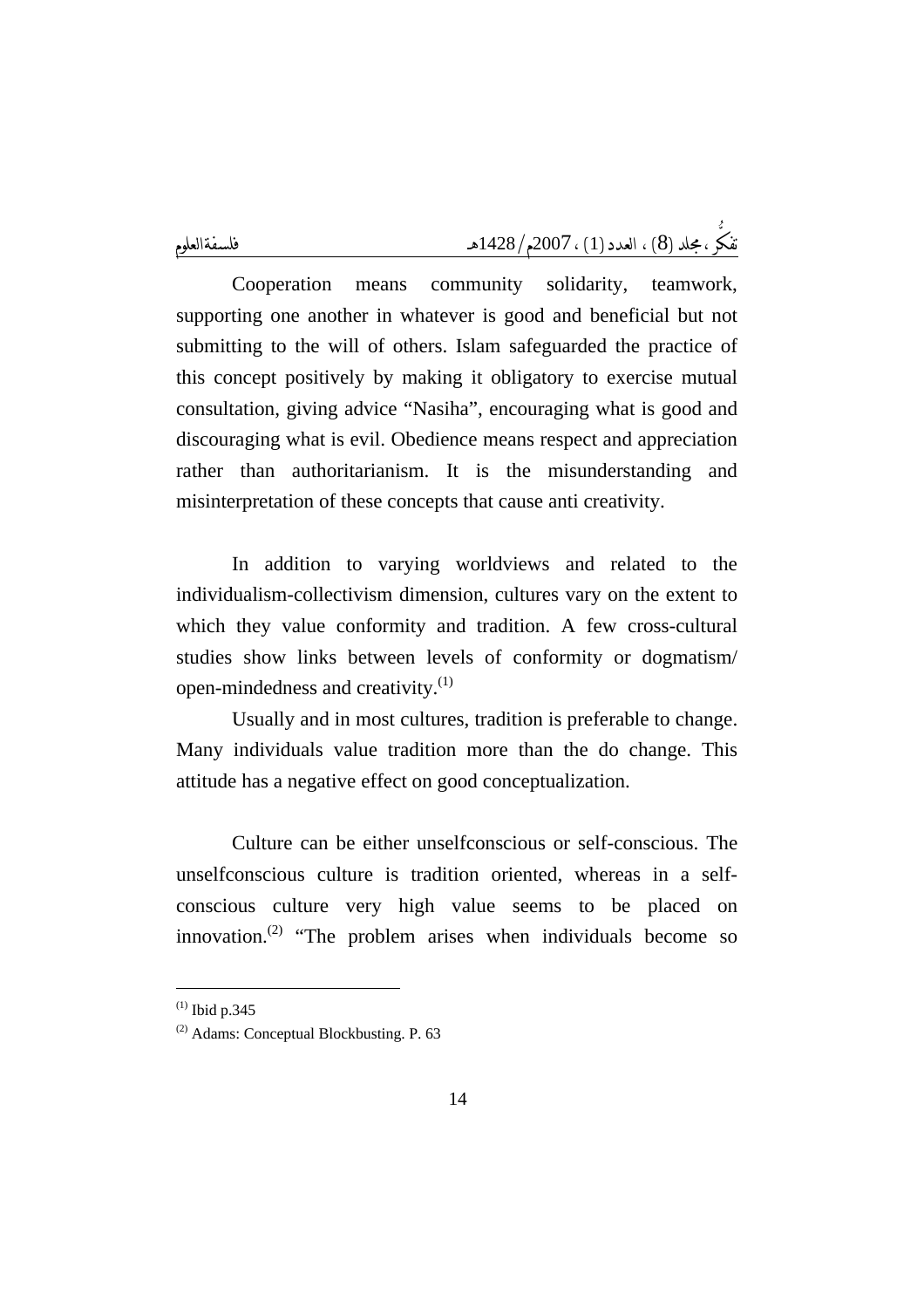Cooperation means community solidarity, teamwork, supporting one another in whatever is good and beneficial but not submitting to the will of others. Islam safeguarded the practice of this concept positively by making it obligatory to exercise mutual consultation, giving advice "Nasiha", encouraging what is good and discouraging what is evil. Obedience means respect and appreciation rather than authoritarianism. It is the misunderstanding and misinterpretation of these concepts that cause anti creativity.

In addition to varying worldviews and related to the individualism-collectivism dimension, cultures vary on the extent to which they value conformity and tradition. A few cross-cultural studies show links between levels of conformity or dogmatism/ open-mindedness and creativity.[1]

Usually and in most cultures, tradition is preferable to change. Many individuals value tradition more than the do change. This attitude has a negative effect on good conceptualization.

Culture can be either unselfconscious or self-conscious. The unselfconscious culture is tradition oriented, whereas in a self-conscious culture very high value seems to be placed on innovation.[2] "The problem arises when individuals become so

---

[1] Ibid p.345

[2] Adams: Conceptual Blockbusting. P. 63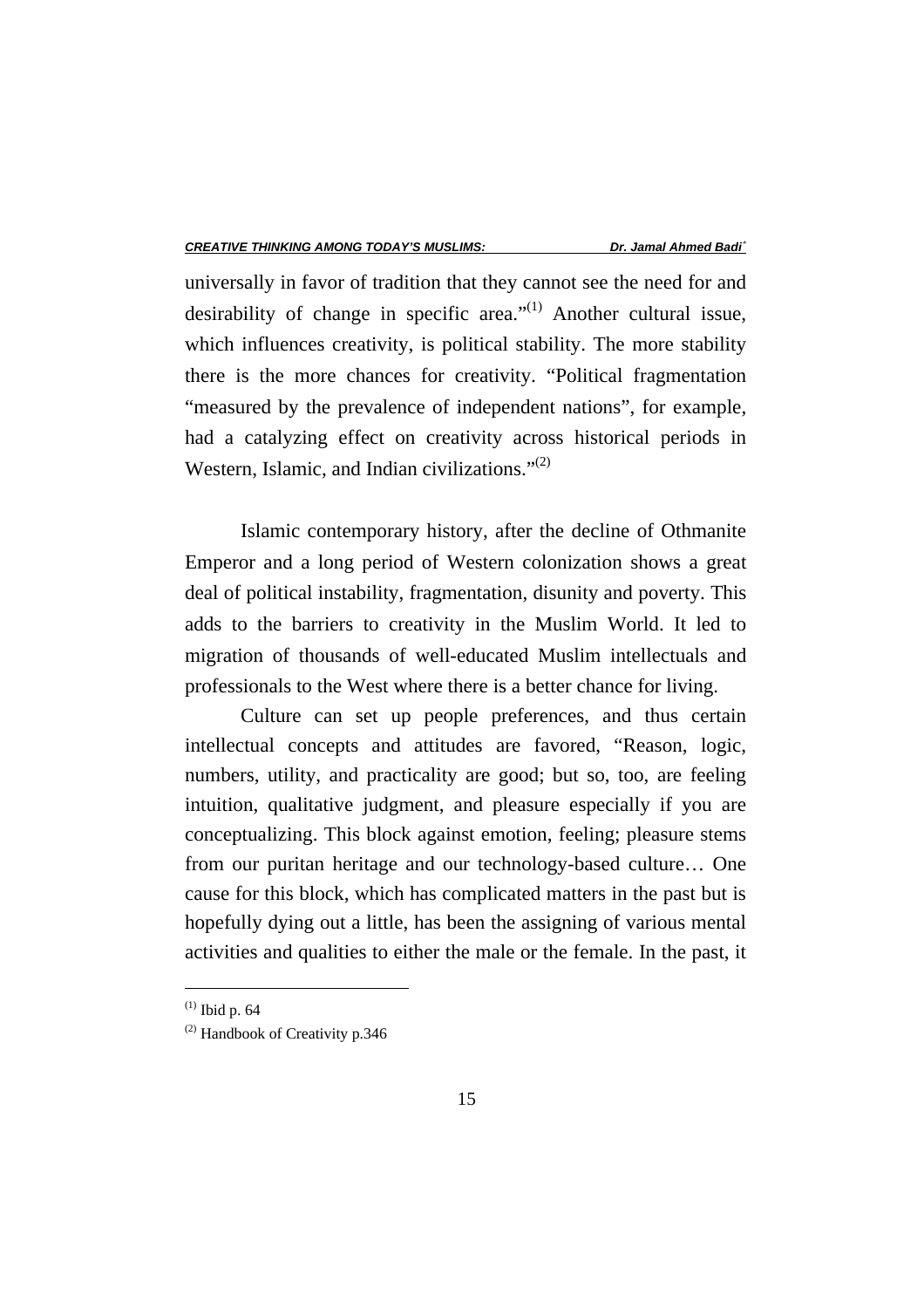universally in favor of tradition that they cannot see the need for and desirability of change in specific area."[(1)] Another cultural issue, which influences creativity, is political stability. The more stability there is the more chances for creativity. "Political fragmentation "measured by the prevalence of independent nations", for example, had a catalyzing effect on creativity across historical periods in Western, Islamic, and Indian civilizations."[(2)]

Islamic contemporary history, after the decline of Othmanite Emperor and a long period of Western colonization shows a great deal of political instability, fragmentation, disunity and poverty. This adds to the barriers to creativity in the Muslim World. It led to migration of thousands of well-educated Muslim intellectuals and professionals to the West where there is a better chance for living.

Culture can set up people preferences, and thus certain intellectual concepts and attitudes are favored, "Reason, logic, numbers, utility, and practicality are good; but so, too, are feeling intuition, qualitative judgment, and pleasure especially if you are conceptualizing. This block against emotion, feeling; pleasure stems from our puritan heritage and our technology-based culture… One cause for this block, which has complicated matters in the past but is hopefully dying out a little, has been the assigning of various mental activities and qualities to either the male or the female. In the past, it

---

[(1)] Ibid p. 64

[(2)] Handbook of Creativity p.346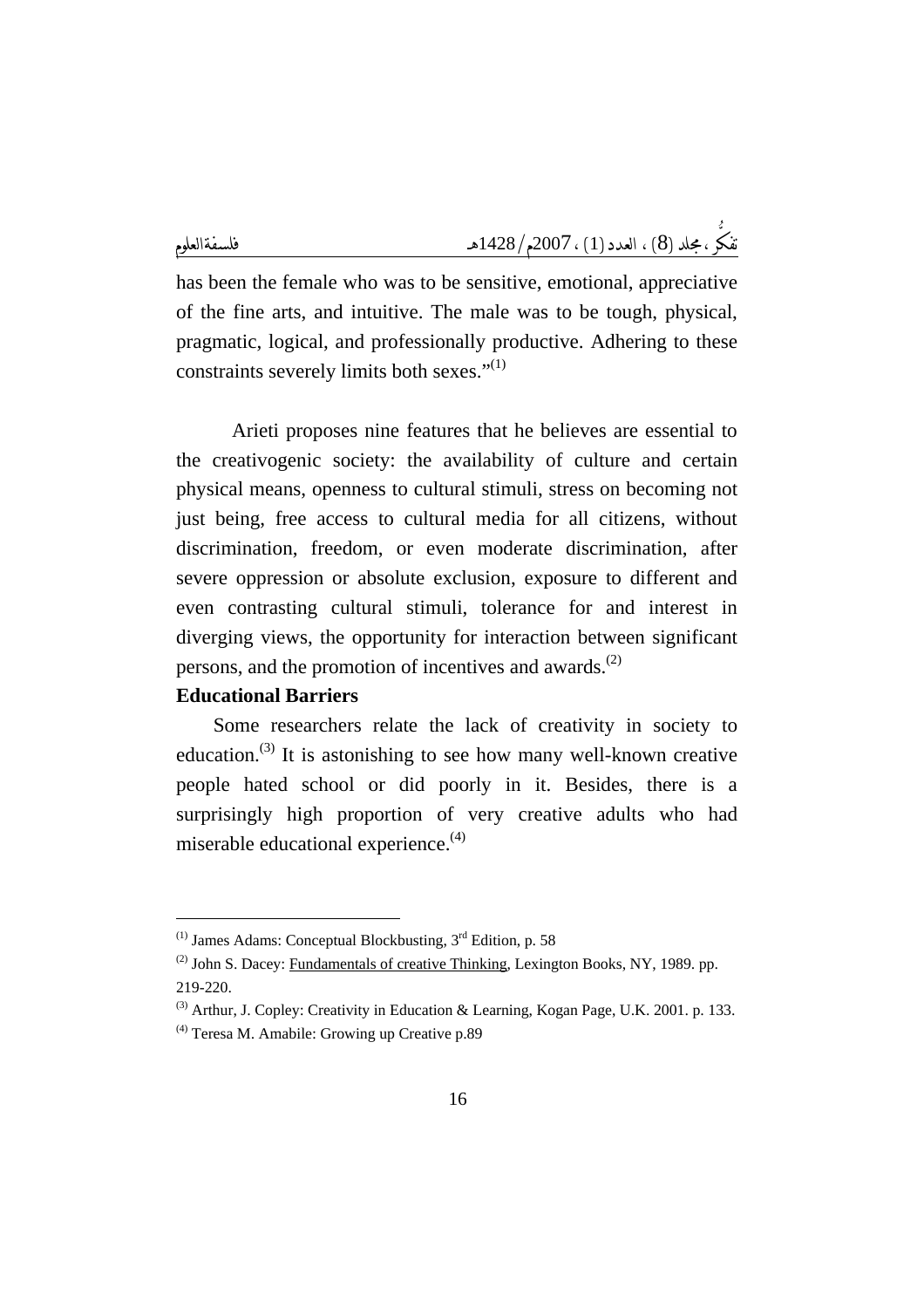has been the female who was to be sensitive, emotional, appreciative of the fine arts, and intuitive. The male was to be tough, physical, pragmatic, logical, and professionally productive. Adhering to these constraints severely limits both sexes."[1]

Arieti proposes nine features that he believes are essential to the creativogenic society: the availability of culture and certain physical means, openness to cultural stimuli, stress on becoming not just being, free access to cultural media for all citizens, without discrimination, freedom, or even moderate discrimination, after severe oppression or absolute exclusion, exposure to different and even contrasting cultural stimuli, tolerance for and interest in diverging views, the opportunity for interaction between significant persons, and the promotion of incentives and awards.[2]

**Educational Barriers**

Some researchers relate the lack of creativity in society to education.[3] It is astonishing to see how many well-known creative people hated school or did poorly in it. Besides, there is a surprisingly high proportion of very creative adults who had miserable educational experience.[4]

---

[1] James Adams: Conceptual Blockbusting, 3rd Edition, p. 58

[2] John S. Dacey: <u>Fundamentals of creative Thinking</u>, Lexington Books, NY, 1989. pp. 219-220.

[3] Arthur, J. Copley: Creativity in Education & Learning, Kogan Page, U.K. 2001. p. 133.

[4] Teresa M. Amabile: Growing up Creative p.89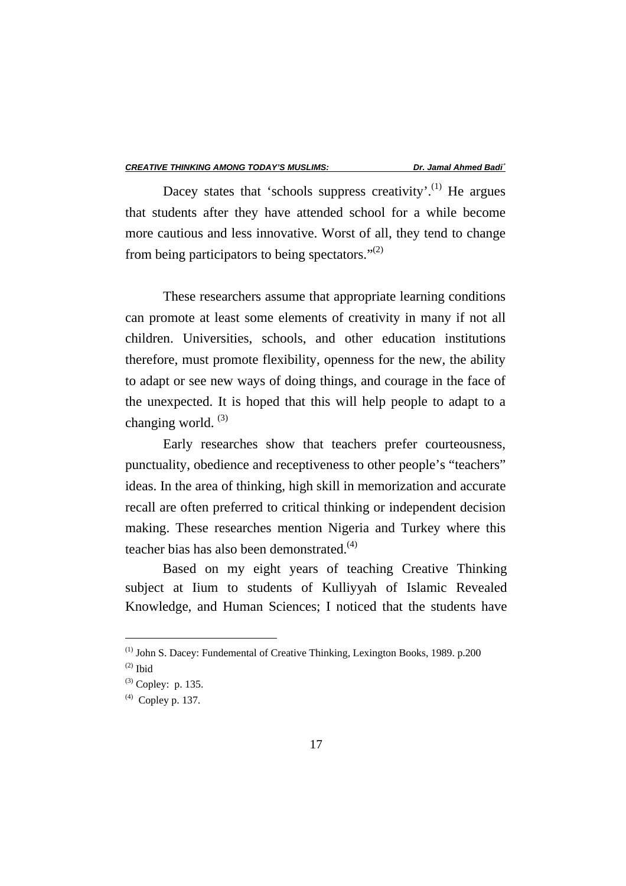Dacey states that 'schools suppress creativity'.[1] He argues that students after they have attended school for a while become more cautious and less innovative. Worst of all, they tend to change from being participators to being spectators."[2]

These researchers assume that appropriate learning conditions can promote at least some elements of creativity in many if not all children. Universities, schools, and other education institutions therefore, must promote flexibility, openness for the new, the ability to adapt or see new ways of doing things, and courage in the face of the unexpected. It is hoped that this will help people to adapt to a changing world. [3]

Early researches show that teachers prefer courteousness, punctuality, obedience and receptiveness to other people's "teachers" ideas. In the area of thinking, high skill in memorization and accurate recall are often preferred to critical thinking or independent decision making. These researches mention Nigeria and Turkey where this teacher bias has also been demonstrated.[4]

Based on my eight years of teaching Creative Thinking subject at Iium to students of Kulliyyah of Islamic Revealed Knowledge, and Human Sciences; I noticed that the students have

---

[1] John S. Dacey: Fundemental of Creative Thinking, Lexington Books, 1989. p.200

[2] Ibid

[3] Copley: p. 135.

[4] Copley p. 137.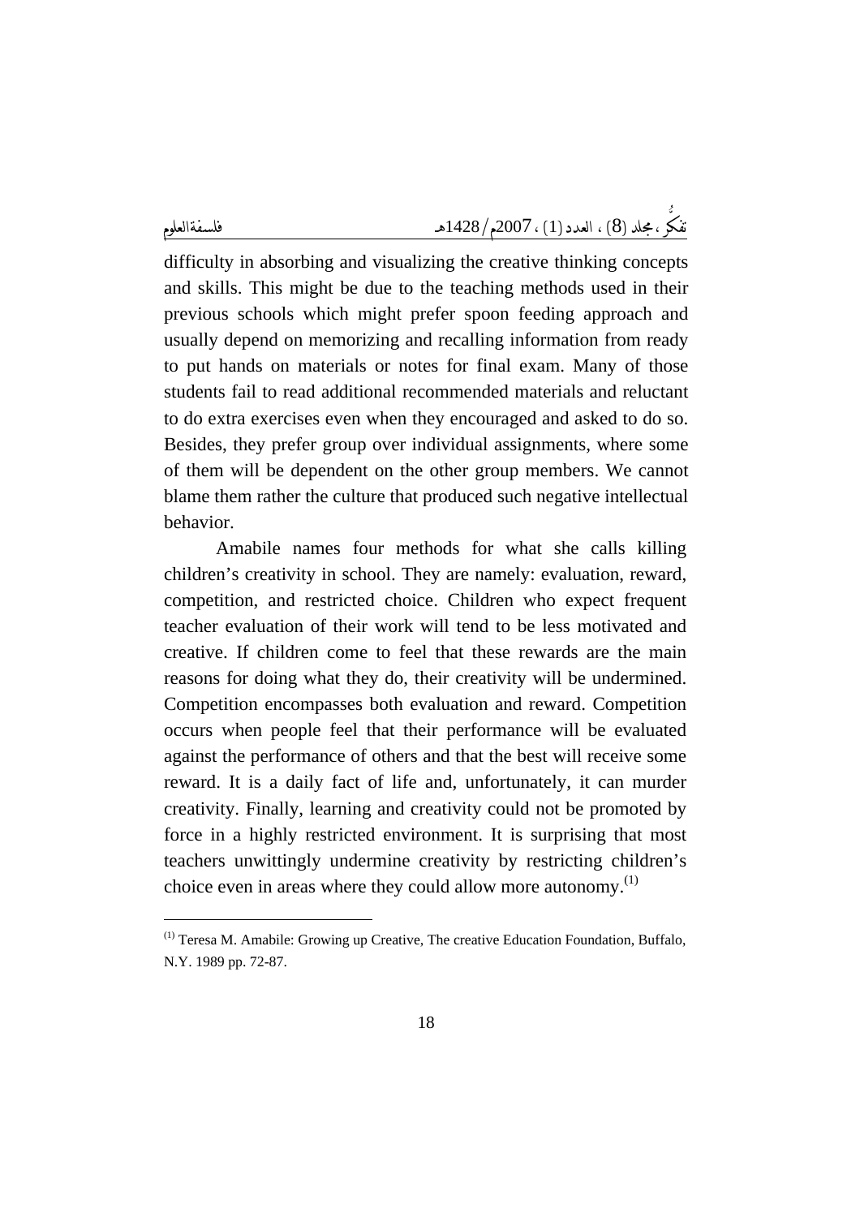difficulty in absorbing and visualizing the creative thinking concepts and skills. This might be due to the teaching methods used in their previous schools which might prefer spoon feeding approach and usually depend on memorizing and recalling information from ready to put hands on materials or notes for final exam. Many of those students fail to read additional recommended materials and reluctant to do extra exercises even when they encouraged and asked to do so. Besides, they prefer group over individual assignments, where some of them will be dependent on the other group members. We cannot blame them rather the culture that produced such negative intellectual behavior.

Amabile names four methods for what she calls killing children's creativity in school. They are namely: evaluation, reward, competition, and restricted choice. Children who expect frequent teacher evaluation of their work will tend to be less motivated and creative. If children come to feel that these rewards are the main reasons for doing what they do, their creativity will be undermined. Competition encompasses both evaluation and reward. Competition occurs when people feel that their performance will be evaluated against the performance of others and that the best will receive some reward. It is a daily fact of life and, unfortunately, it can murder creativity. Finally, learning and creativity could not be promoted by force in a highly restricted environment. It is surprising that most teachers unwittingly undermine creativity by restricting children's choice even in areas where they could allow more autonomy.(1)

---

(1) Teresa M. Amabile: Growing up Creative, The creative Education Foundation, Buffalo, N.Y. 1989 pp. 72-87.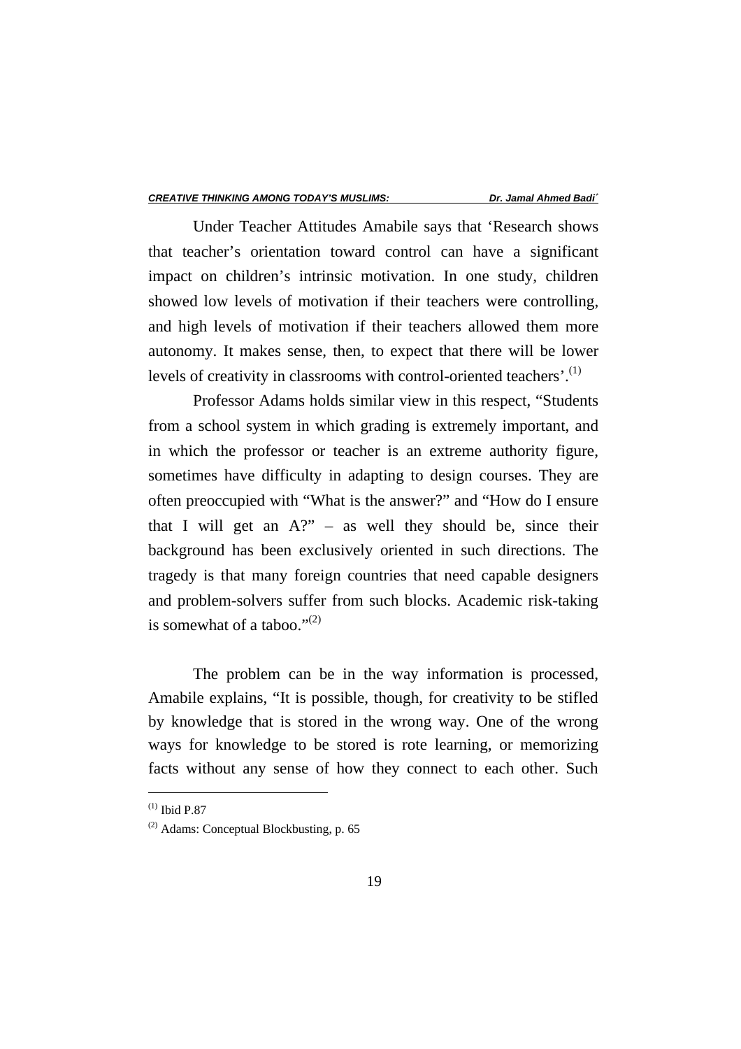Under Teacher Attitudes Amabile says that 'Research shows that teacher's orientation toward control can have a significant impact on children's intrinsic motivation. In one study, children showed low levels of motivation if their teachers were controlling, and high levels of motivation if their teachers allowed them more autonomy. It makes sense, then, to expect that there will be lower levels of creativity in classrooms with control-oriented teachers'.[1]

Professor Adams holds similar view in this respect, "Students from a school system in which grading is extremely important, and in which the professor or teacher is an extreme authority figure, sometimes have difficulty in adapting to design courses. They are often preoccupied with "What is the answer?" and "How do I ensure that I will get an A?" – as well they should be, since their background has been exclusively oriented in such directions. The tragedy is that many foreign countries that need capable designers and problem-solvers suffer from such blocks. Academic risk-taking is somewhat of a taboo."[2]

The problem can be in the way information is processed, Amabile explains, "It is possible, though, for creativity to be stifled by knowledge that is stored in the wrong way. One of the wrong ways for knowledge to be stored is rote learning, or memorizing facts without any sense of how they connect to each other. Such

---

[1] Ibid P.87

[2] Adams: Conceptual Blockbusting, p. 65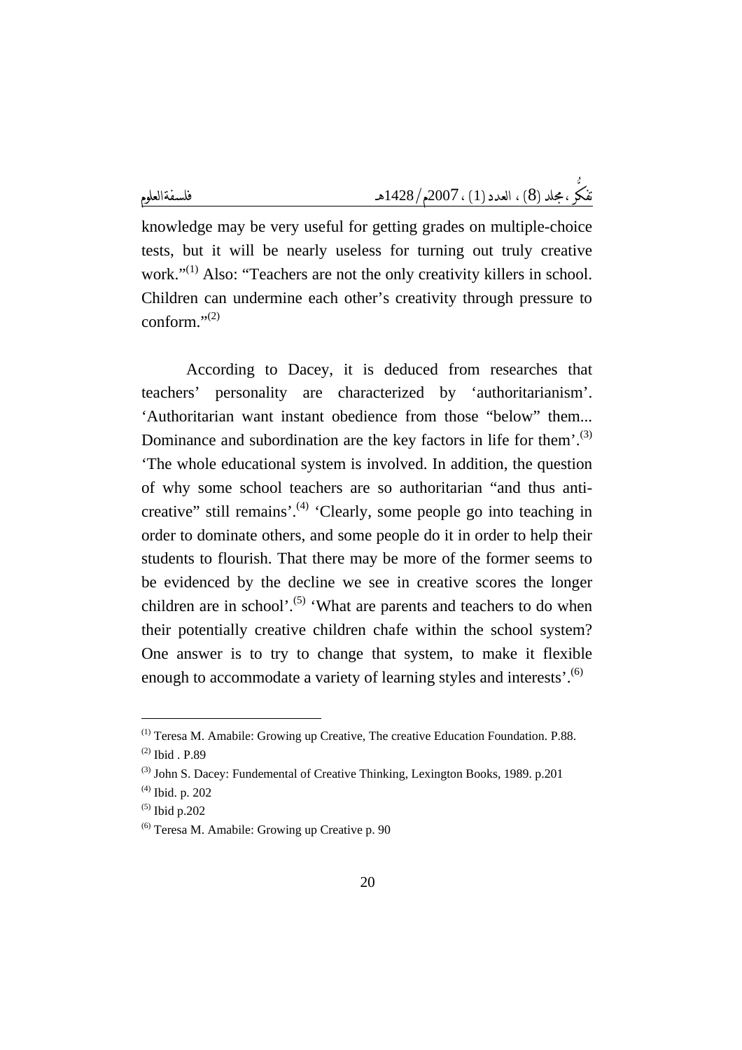knowledge may be very useful for getting grades on multiple-choice tests, but it will be nearly useless for turning out truly creative work."[1] Also: "Teachers are not the only creativity killers in school. Children can undermine each other's creativity through pressure to conform."[2]

According to Dacey, it is deduced from researches that teachers' personality are characterized by 'authoritarianism'. 'Authoritarian want instant obedience from those "below" them... Dominance and subordination are the key factors in life for them'.[3] 'The whole educational system is involved. In addition, the question of why some school teachers are so authoritarian "and thus anti-creative" still remains'.[4] 'Clearly, some people go into teaching in order to dominate others, and some people do it in order to help their students to flourish. That there may be more of the former seems to be evidenced by the decline we see in creative scores the longer children are in school'.[5] 'What are parents and teachers to do when their potentially creative children chafe within the school system? One answer is to try to change that system, to make it flexible enough to accommodate a variety of learning styles and interests'.[6]

---

(1) Teresa M. Amabile: Growing up Creative, The creative Education Foundation. P.88.

(2) Ibid . P.89

(3) John S. Dacey: Fundemental of Creative Thinking, Lexington Books, 1989. p.201

(4) Ibid. p. 202

(5) Ibid p.202

(6) Teresa M. Amabile: Growing up Creative p. 90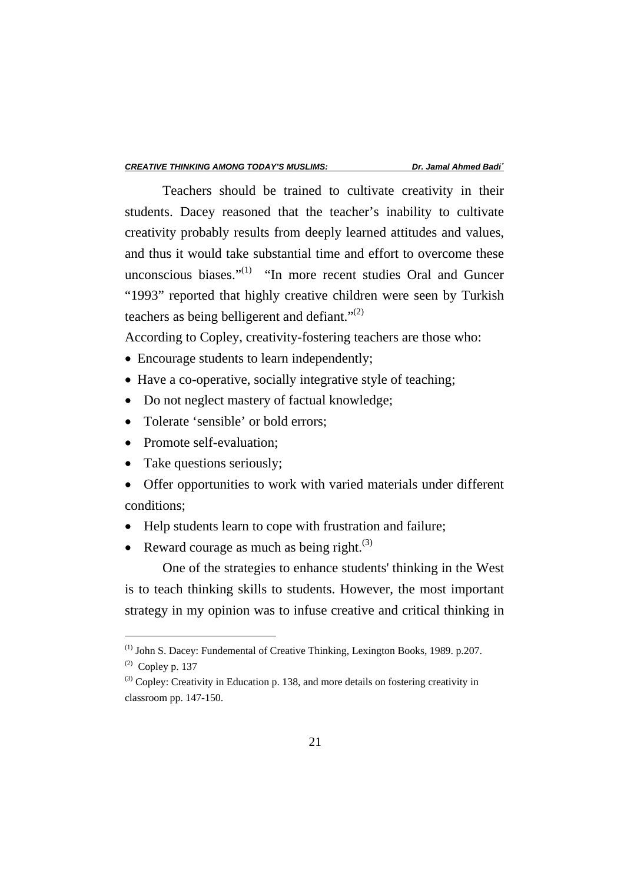Teachers should be trained to cultivate creativity in their students. Dacey reasoned that the teacher's inability to cultivate creativity probably results from deeply learned attitudes and values, and thus it would take substantial time and effort to overcome these unconscious biases."[(1)] "In more recent studies Oral and Guncer "1993" reported that highly creative children were seen by Turkish teachers as being belligerent and defiant."[(2)]

According to Copley, creativity-fostering teachers are those who:

- Encourage students to learn independently;
- Have a co-operative, socially integrative style of teaching;
- Do not neglect mastery of factual knowledge;
- Tolerate 'sensible' or bold errors;
- Promote self-evaluation;
- Take questions seriously;
- Offer opportunities to work with varied materials under different conditions;
- Help students learn to cope with frustration and failure;
- Reward courage as much as being right.[(3)]

One of the strategies to enhance students' thinking in the West is to teach thinking skills to students. However, the most important strategy in my opinion was to infuse creative and critical thinking in

---

[(1)] John S. Dacey: Fundemental of Creative Thinking, Lexington Books, 1989. p.207.

[(2)] Copley p. 137

[(3)] Copley: Creativity in Education p. 138, and more details on fostering creativity in classroom pp. 147-150.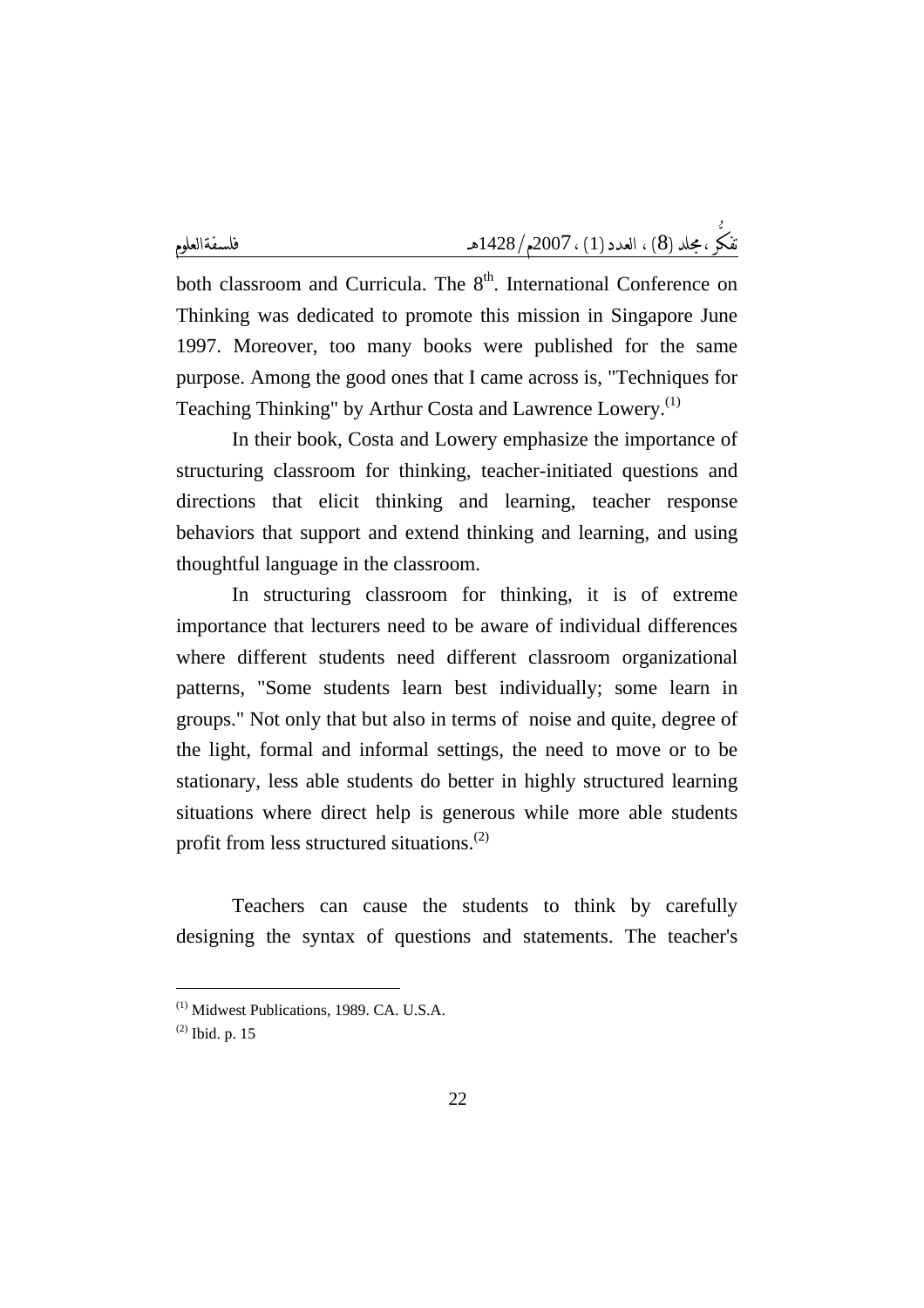both classroom and Curricula. The 8th. International Conference on Thinking was dedicated to promote this mission in Singapore June 1997. Moreover, too many books were published for the same purpose. Among the good ones that I came across is, "Techniques for Teaching Thinking" by Arthur Costa and Lawrence Lowery.[1]

In their book, Costa and Lowery emphasize the importance of structuring classroom for thinking, teacher-initiated questions and directions that elicit thinking and learning, teacher response behaviors that support and extend thinking and learning, and using thoughtful language in the classroom.

In structuring classroom for thinking, it is of extreme importance that lecturers need to be aware of individual differences where different students need different classroom organizational patterns, "Some students learn best individually; some learn in groups." Not only that but also in terms of noise and quite, degree of the light, formal and informal settings, the need to move or to be stationary, less able students do better in highly structured learning situations where direct help is generous while more able students profit from less structured situations.[2]

Teachers can cause the students to think by carefully designing the syntax of questions and statements. The teacher's

---

[1] Midwest Publications, 1989. CA. U.S.A.

[2] Ibid. p. 15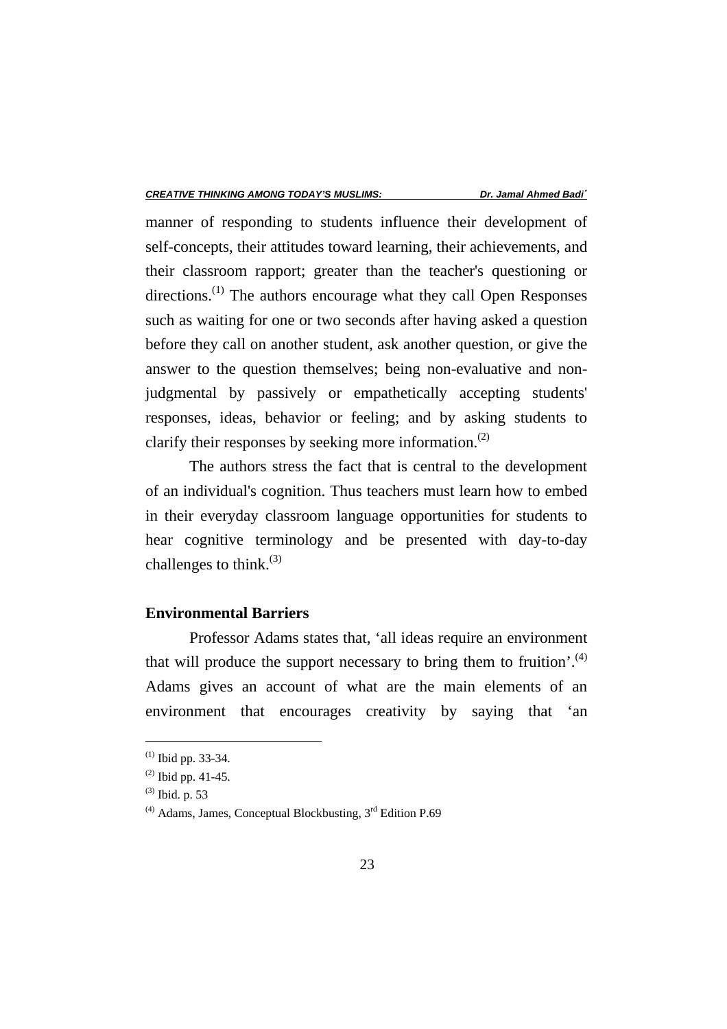manner of responding to students influence their development of self-concepts, their attitudes toward learning, their achievements, and their classroom rapport; greater than the teacher's questioning or directions.[1] The authors encourage what they call Open Responses such as waiting for one or two seconds after having asked a question before they call on another student, ask another question, or give the answer to the question themselves; being non-evaluative and non-judgmental by passively or empathetically accepting students' responses, ideas, behavior or feeling; and by asking students to clarify their responses by seeking more information.[2]

The authors stress the fact that is central to the development of an individual's cognition. Thus teachers must learn how to embed in their everyday classroom language opportunities for students to hear cognitive terminology and be presented with day-to-day challenges to think.[3]

### Environmental Barriers

Professor Adams states that, 'all ideas require an environment that will produce the support necessary to bring them to fruition'.[4] Adams gives an account of what are the main elements of an environment that encourages creativity by saying that 'an

---

[1] Ibid pp. 33-34.

[2] Ibid pp. 41-45.

[3] Ibid. p. 53

[4] Adams, James, Conceptual Blockbusting, 3rd Edition P.69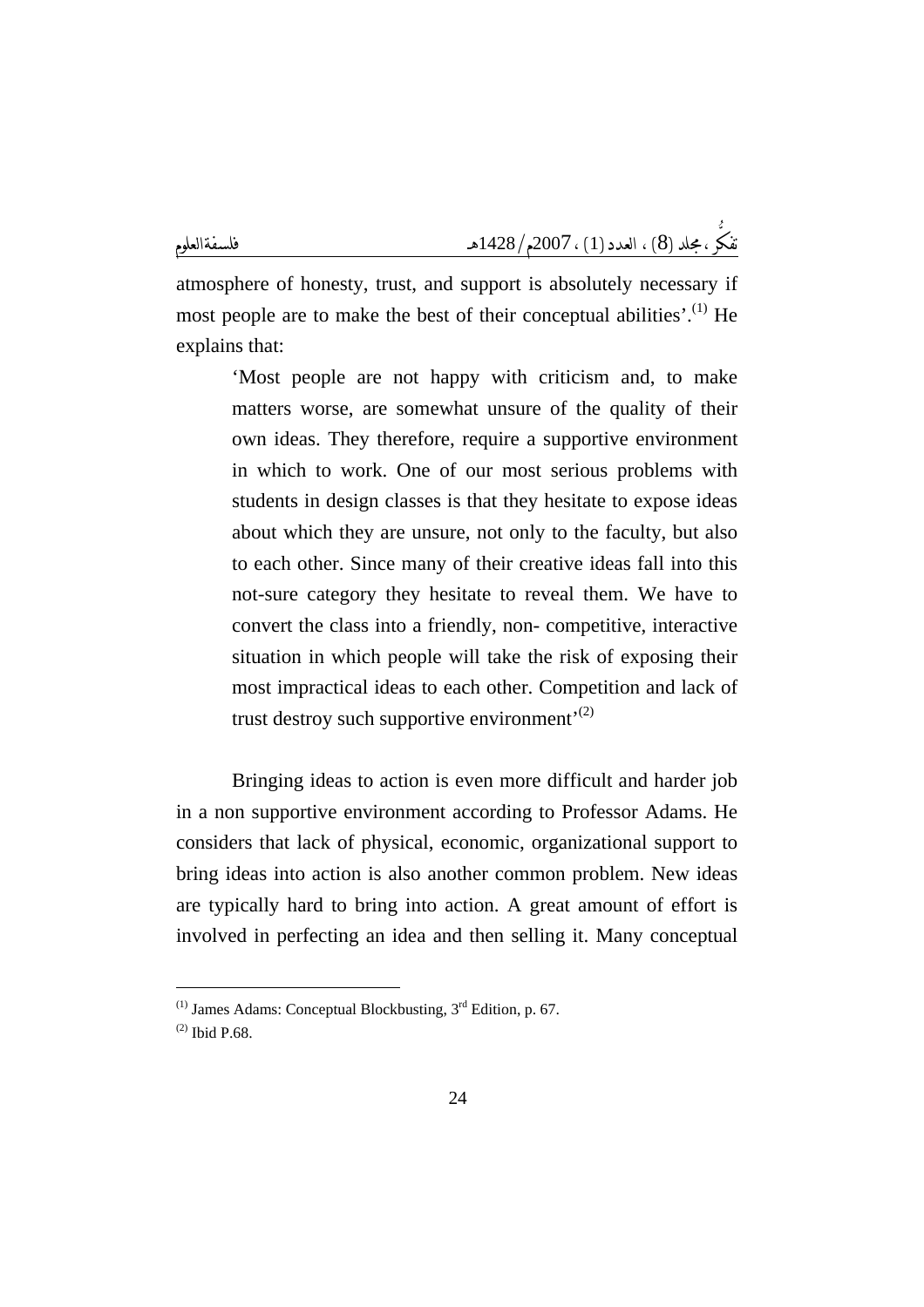atmosphere of honesty, trust, and support is absolutely necessary if most people are to make the best of their conceptual abilities'.[1] He explains that:

> 'Most people are not happy with criticism and, to make matters worse, are somewhat unsure of the quality of their own ideas. They therefore, require a supportive environment in which to work. One of our most serious problems with students in design classes is that they hesitate to expose ideas about which they are unsure, not only to the faculty, but also to each other. Since many of their creative ideas fall into this not-sure category they hesitate to reveal them. We have to convert the class into a friendly, non- competitive, interactive situation in which people will take the risk of exposing their most impractical ideas to each other. Competition and lack of trust destroy such supportive environment'[2]

Bringing ideas to action is even more difficult and harder job in a non supportive environment according to Professor Adams. He considers that lack of physical, economic, organizational support to bring ideas into action is also another common problem. New ideas are typically hard to bring into action. A great amount of effort is involved in perfecting an idea and then selling it. Many conceptual

---

(1) James Adams: Conceptual Blockbusting, 3rd Edition, p. 67.

(2) Ibid P.68.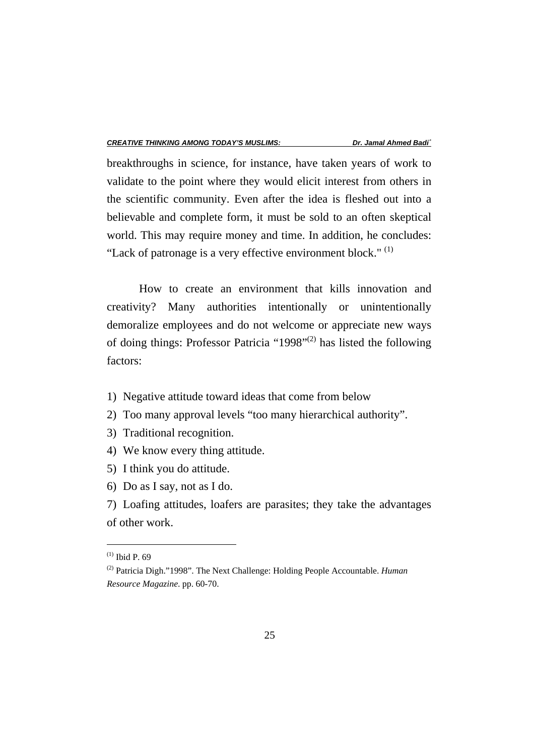breakthroughs in science, for instance, have taken years of work to validate to the point where they would elicit interest from others in the scientific community. Even after the idea is fleshed out into a believable and complete form, it must be sold to an often skeptical world. This may require money and time. In addition, he concludes: "Lack of patronage is a very effective environment block." [1]

How to create an environment that kills innovation and creativity? Many authorities intentionally or unintentionally demoralize employees and do not welcome or appreciate new ways of doing things: Professor Patricia "1998"[2] has listed the following factors:

1) Negative attitude toward ideas that come from below
2) Too many approval levels "too many hierarchical authority".
3) Traditional recognition.
4) We know every thing attitude.
5) I think you do attitude.
6) Do as I say, not as I do.
7) Loafing attitudes, loafers are parasites; they take the advantages of other work.

---

[1] Ibid P. 69

[2] Patricia Digh."1998". The Next Challenge: Holding People Accountable. *Human Resource Magazine*. pp. 60-70.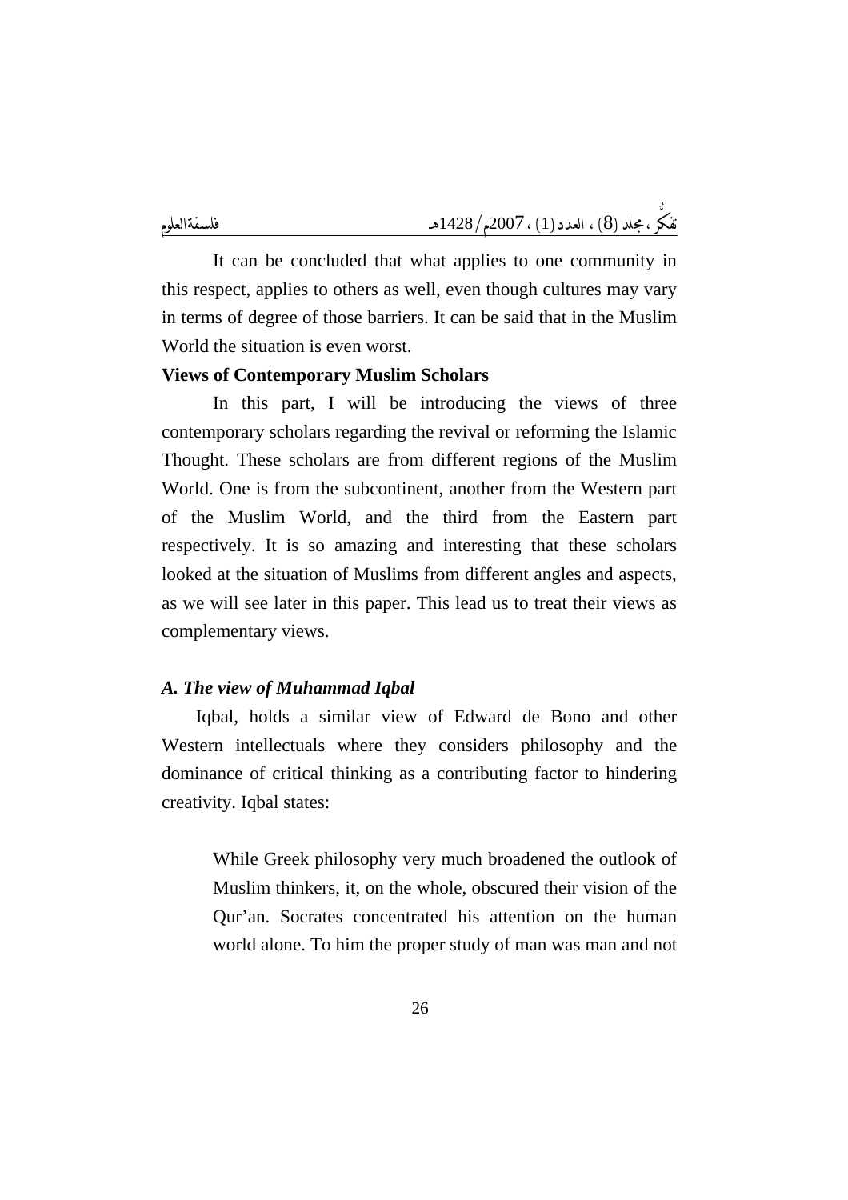It can be concluded that what applies to one community in this respect, applies to others as well, even though cultures may vary in terms of degree of those barriers. It can be said that in the Muslim World the situation is even worst.

**Views of Contemporary Muslim Scholars**

In this part, I will be introducing the views of three contemporary scholars regarding the revival or reforming the Islamic Thought. These scholars are from different regions of the Muslim World. One is from the subcontinent, another from the Western part of the Muslim World, and the third from the Eastern part respectively. It is so amazing and interesting that these scholars looked at the situation of Muslims from different angles and aspects, as we will see later in this paper. This lead us to treat their views as complementary views.

***A. The view of Muhammad Iqbal***

Iqbal, holds a similar view of Edward de Bono and other Western intellectuals where they considers philosophy and the dominance of critical thinking as a contributing factor to hindering creativity. Iqbal states:

> While Greek philosophy very much broadened the outlook of Muslim thinkers, it, on the whole, obscured their vision of the Qur'an. Socrates concentrated his attention on the human world alone. To him the proper study of man was man and not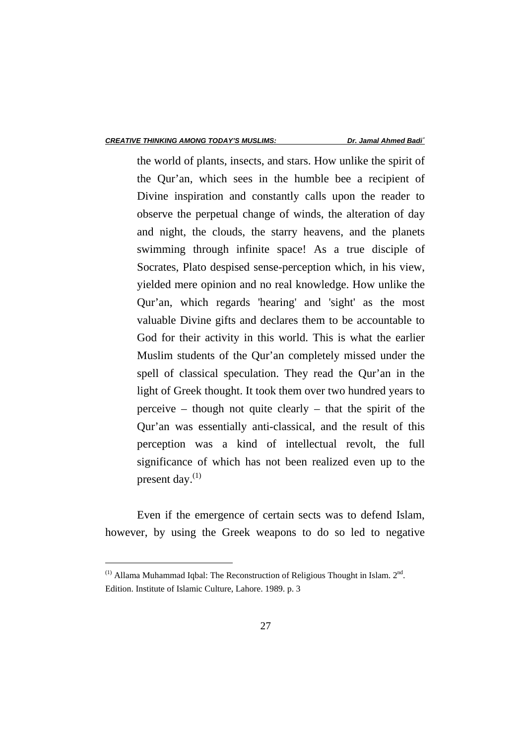> the world of plants, insects, and stars. How unlike the spirit of the Qur'an, which sees in the humble bee a recipient of Divine inspiration and constantly calls upon the reader to observe the perpetual change of winds, the alteration of day and night, the clouds, the starry heavens, and the planets swimming through infinite space! As a true disciple of Socrates, Plato despised sense-perception which, in his view, yielded mere opinion and no real knowledge. How unlike the Qur'an, which regards 'hearing' and 'sight' as the most valuable Divine gifts and declares them to be accountable to God for their activity in this world. This is what the earlier Muslim students of the Qur'an completely missed under the spell of classical speculation. They read the Qur'an in the light of Greek thought. It took them over two hundred years to perceive – though not quite clearly – that the spirit of the Qur'an was essentially anti-classical, and the result of this perception was a kind of intellectual revolt, the full significance of which has not been realized even up to the present day.(1)

Even if the emergence of certain sects was to defend Islam, however, by using the Greek weapons to do so led to negative

---

(1) Allama Muhammad Iqbal: The Reconstruction of Religious Thought in Islam. 2nd. Edition. Institute of Islamic Culture, Lahore. 1989. p. 3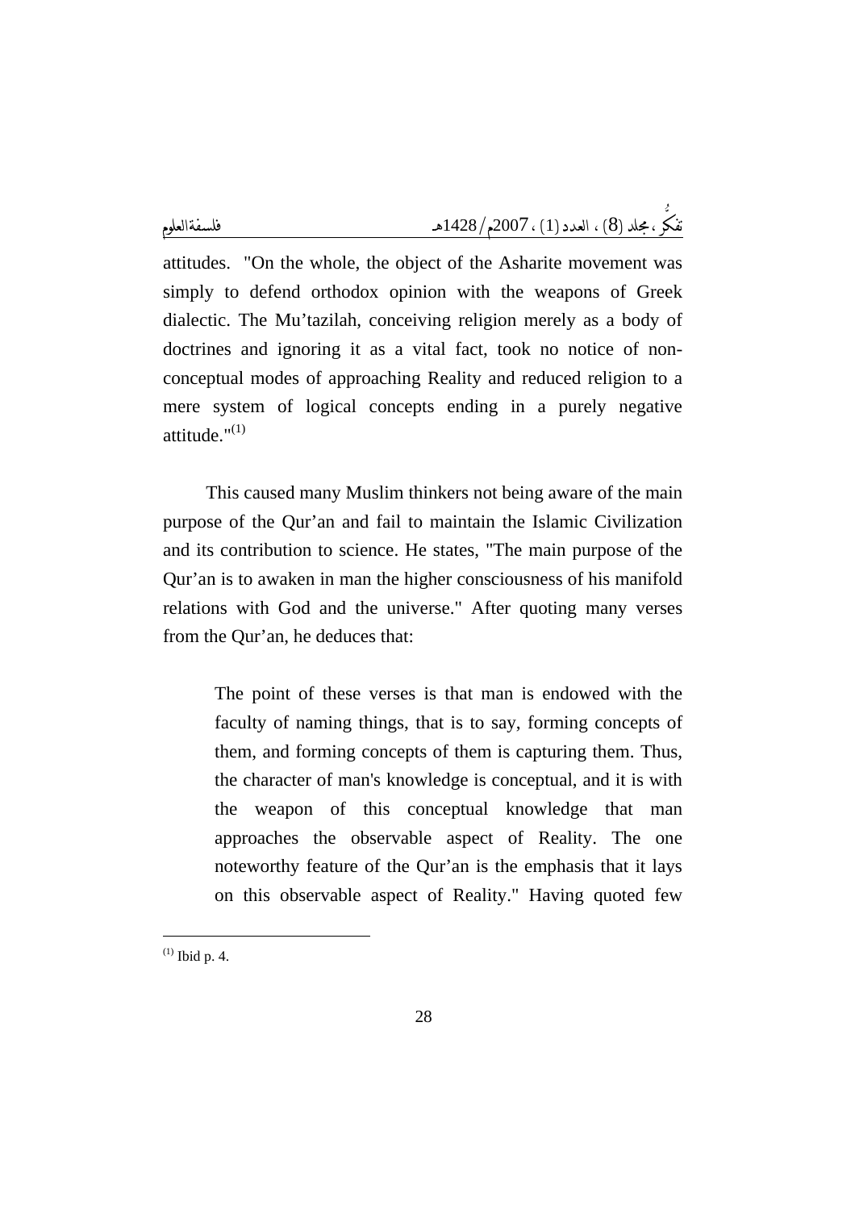attitudes. "On the whole, the object of the Asharite movement was simply to defend orthodox opinion with the weapons of Greek dialectic. The Mu'tazilah, conceiving religion merely as a body of doctrines and ignoring it as a vital fact, took no notice of non-conceptual modes of approaching Reality and reduced religion to a mere system of logical concepts ending in a purely negative attitude."[1]

This caused many Muslim thinkers not being aware of the main purpose of the Qur'an and fail to maintain the Islamic Civilization and its contribution to science. He states, "The main purpose of the Qur'an is to awaken in man the higher consciousness of his manifold relations with God and the universe." After quoting many verses from the Qur'an, he deduces that:

> The point of these verses is that man is endowed with the faculty of naming things, that is to say, forming concepts of them, and forming concepts of them is capturing them. Thus, the character of man's knowledge is conceptual, and it is with the weapon of this conceptual knowledge that man approaches the observable aspect of Reality. The one noteworthy feature of the Qur'an is the emphasis that it lays on this observable aspect of Reality." Having quoted few

---

(1) Ibid p. 4.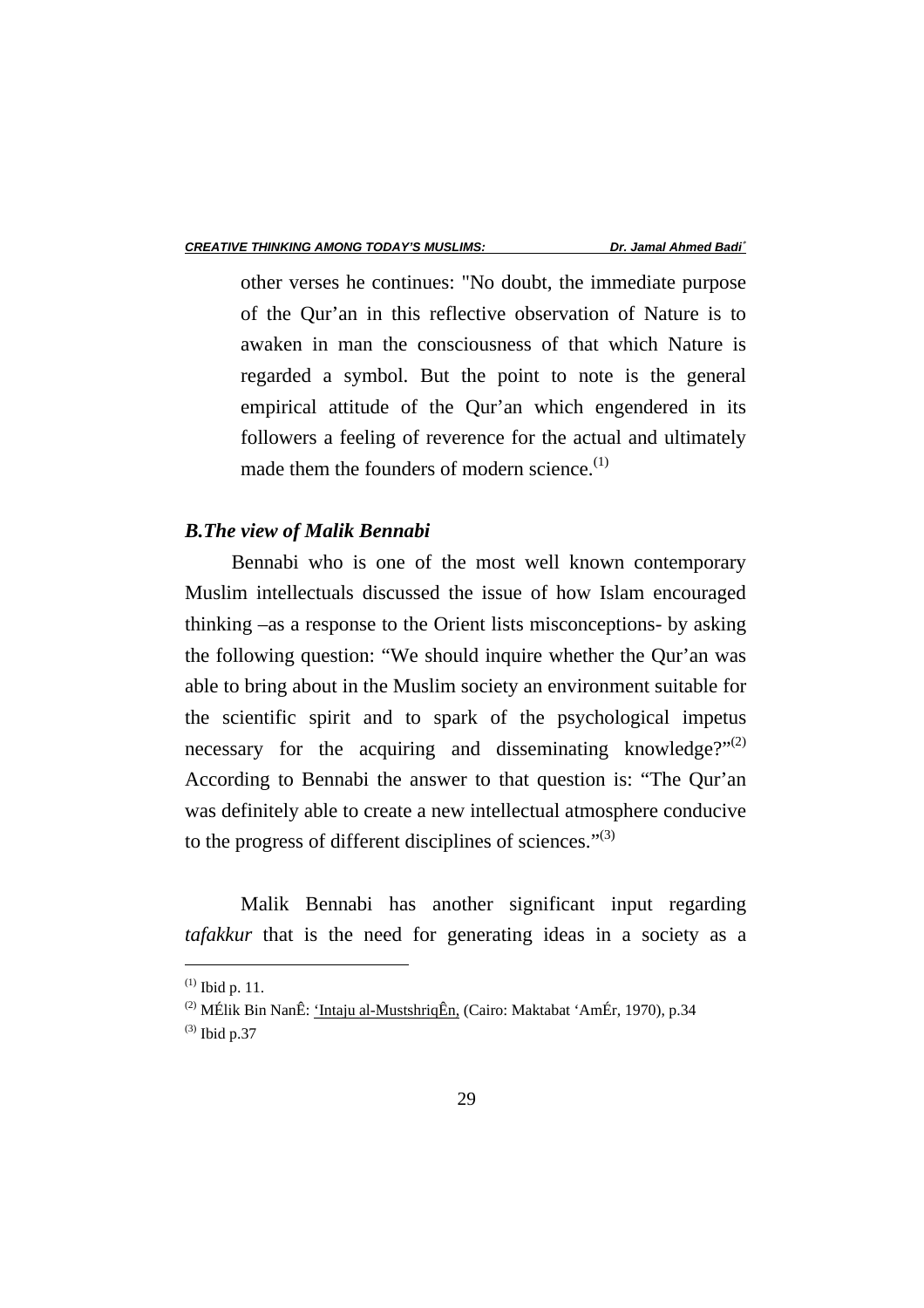other verses he continues: "No doubt, the immediate purpose of the Qur'an in this reflective observation of Nature is to awaken in man the consciousness of that which Nature is regarded a symbol. But the point to note is the general empirical attitude of the Qur'an which engendered in its followers a feeling of reverence for the actual and ultimately made them the founders of modern science.[(1)]

### *B.The view of Malik Bennabi*

Bennabi who is one of the most well known contemporary Muslim intellectuals discussed the issue of how Islam encouraged thinking –as a response to the Orient lists misconceptions- by asking the following question: "We should inquire whether the Qur'an was able to bring about in the Muslim society an environment suitable for the scientific spirit and to spark of the psychological impetus necessary for the acquiring and disseminating knowledge?"[(2)] According to Bennabi the answer to that question is: "The Qur'an was definitely able to create a new intellectual atmosphere conducive to the progress of different disciplines of sciences."[(3)]

Malik Bennabi has another significant input regarding *tafakkur* that is the need for generating ideas in a society as a

---

[(1)] Ibid p. 11.

[(2)] MÉlik Bin NanÊ: 'Intaju al-MustshriqÊn, (Cairo: Maktabat 'AmÉr, 1970), p.34

[(3)] Ibid p.37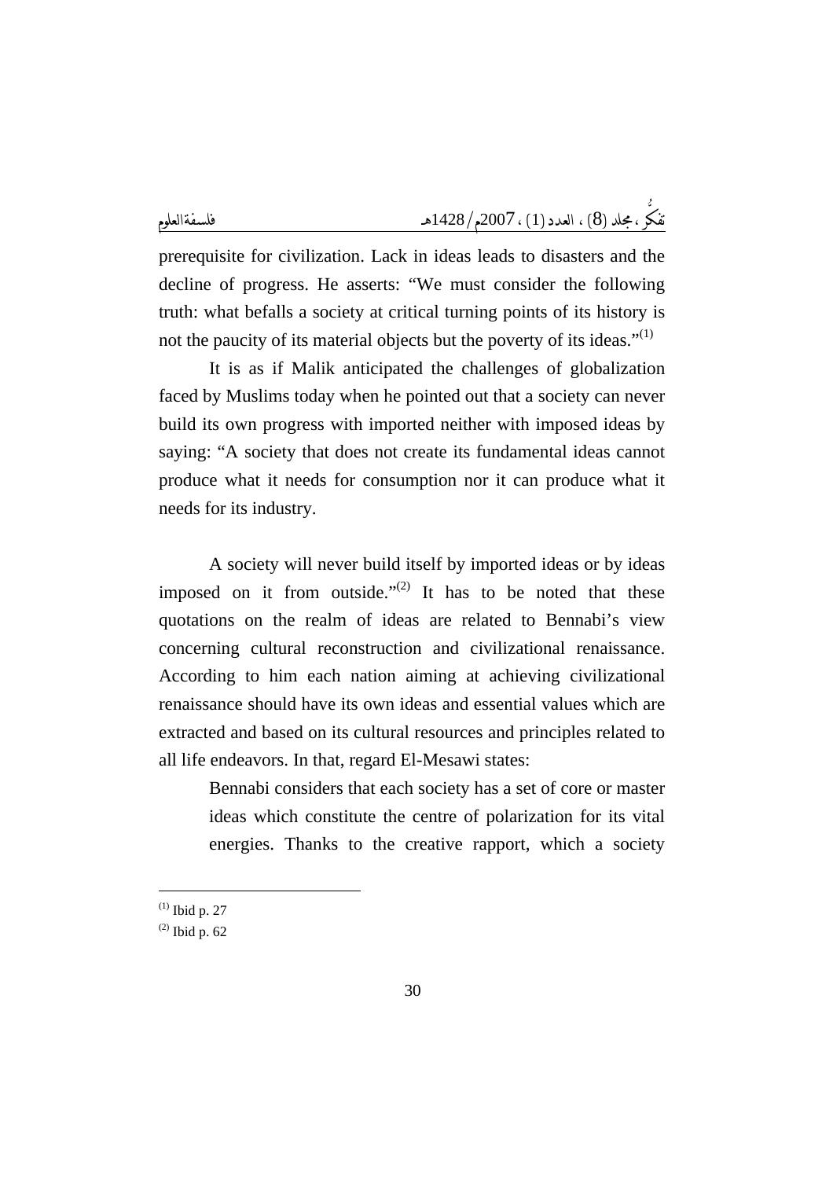prerequisite for civilization. Lack in ideas leads to disasters and the decline of progress. He asserts: "We must consider the following truth: what befalls a society at critical turning points of its history is not the paucity of its material objects but the poverty of its ideas."[1]

It is as if Malik anticipated the challenges of globalization faced by Muslims today when he pointed out that a society can never build its own progress with imported neither with imposed ideas by saying: "A society that does not create its fundamental ideas cannot produce what it needs for consumption nor it can produce what it needs for its industry.

A society will never build itself by imported ideas or by ideas imposed on it from outside."[2] It has to be noted that these quotations on the realm of ideas are related to Bennabi's view concerning cultural reconstruction and civilizational renaissance. According to him each nation aiming at achieving civilizational renaissance should have its own ideas and essential values which are extracted and based on its cultural resources and principles related to all life endeavors. In that, regard El-Mesawi states:

> Bennabi considers that each society has a set of core or master ideas which constitute the centre of polarization for its vital energies. Thanks to the creative rapport, which a society

---

(1) Ibid p. 27

(2) Ibid p. 62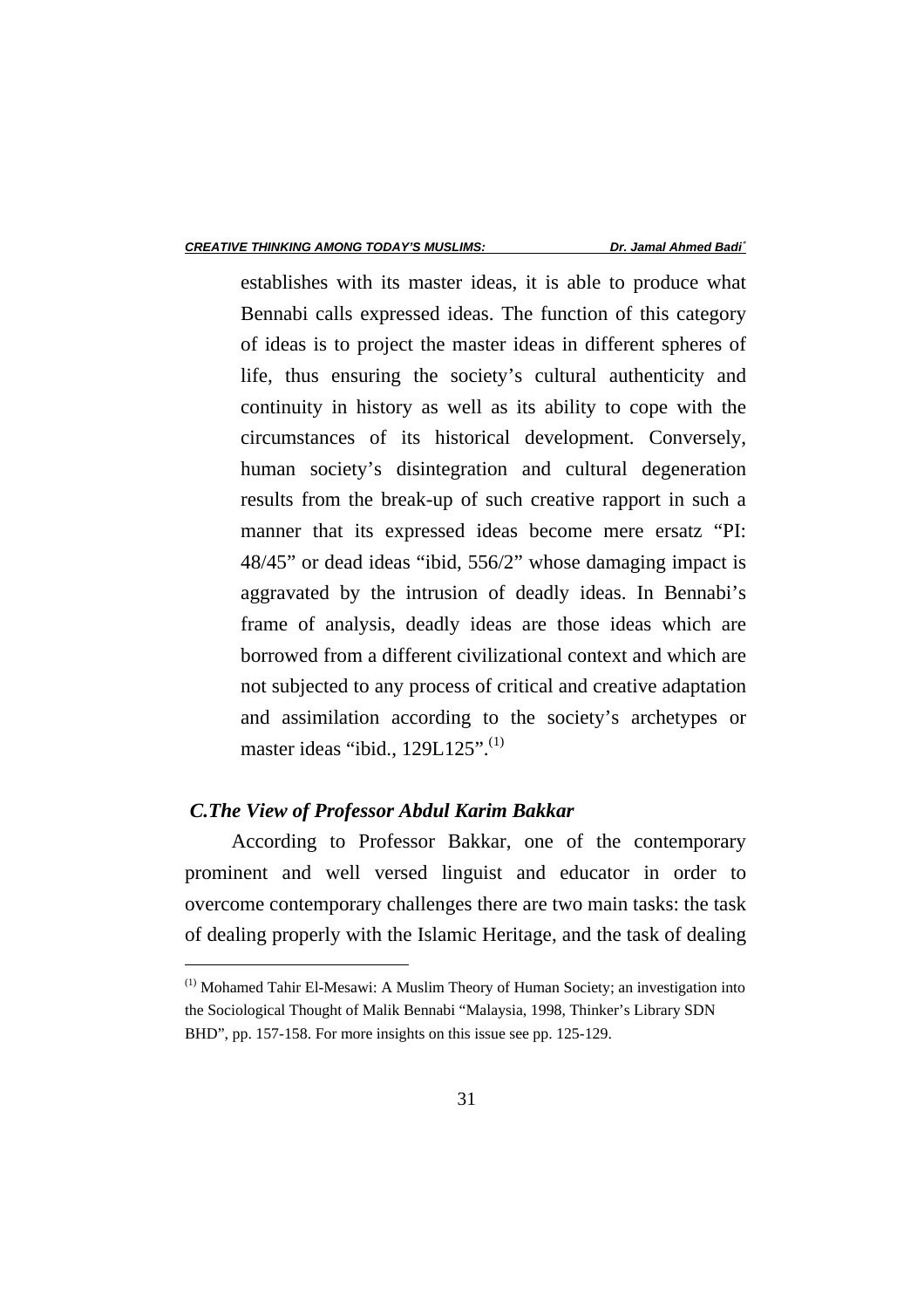establishes with its master ideas, it is able to produce what Bennabi calls expressed ideas. The function of this category of ideas is to project the master ideas in different spheres of life, thus ensuring the society's cultural authenticity and continuity in history as well as its ability to cope with the circumstances of its historical development. Conversely, human society's disintegration and cultural degeneration results from the break-up of such creative rapport in such a manner that its expressed ideas become mere ersatz "PI: 48/45" or dead ideas "ibid, 556/2" whose damaging impact is aggravated by the intrusion of deadly ideas. In Bennabi's frame of analysis, deadly ideas are those ideas which are borrowed from a different civilizational context and which are not subjected to any process of critical and creative adaptation and assimilation according to the society's archetypes or master ideas "ibid., 129L125".[1]

### *C.The View of Professor Abdul Karim Bakkar*

According to Professor Bakkar, one of the contemporary prominent and well versed linguist and educator in order to overcome contemporary challenges there are two main tasks: the task of dealing properly with the Islamic Heritage, and the task of dealing

---

[1] Mohamed Tahir El-Mesawi: A Muslim Theory of Human Society; an investigation into the Sociological Thought of Malik Bennabi "Malaysia, 1998, Thinker's Library SDN BHD", pp. 157-158. For more insights on this issue see pp. 125-129.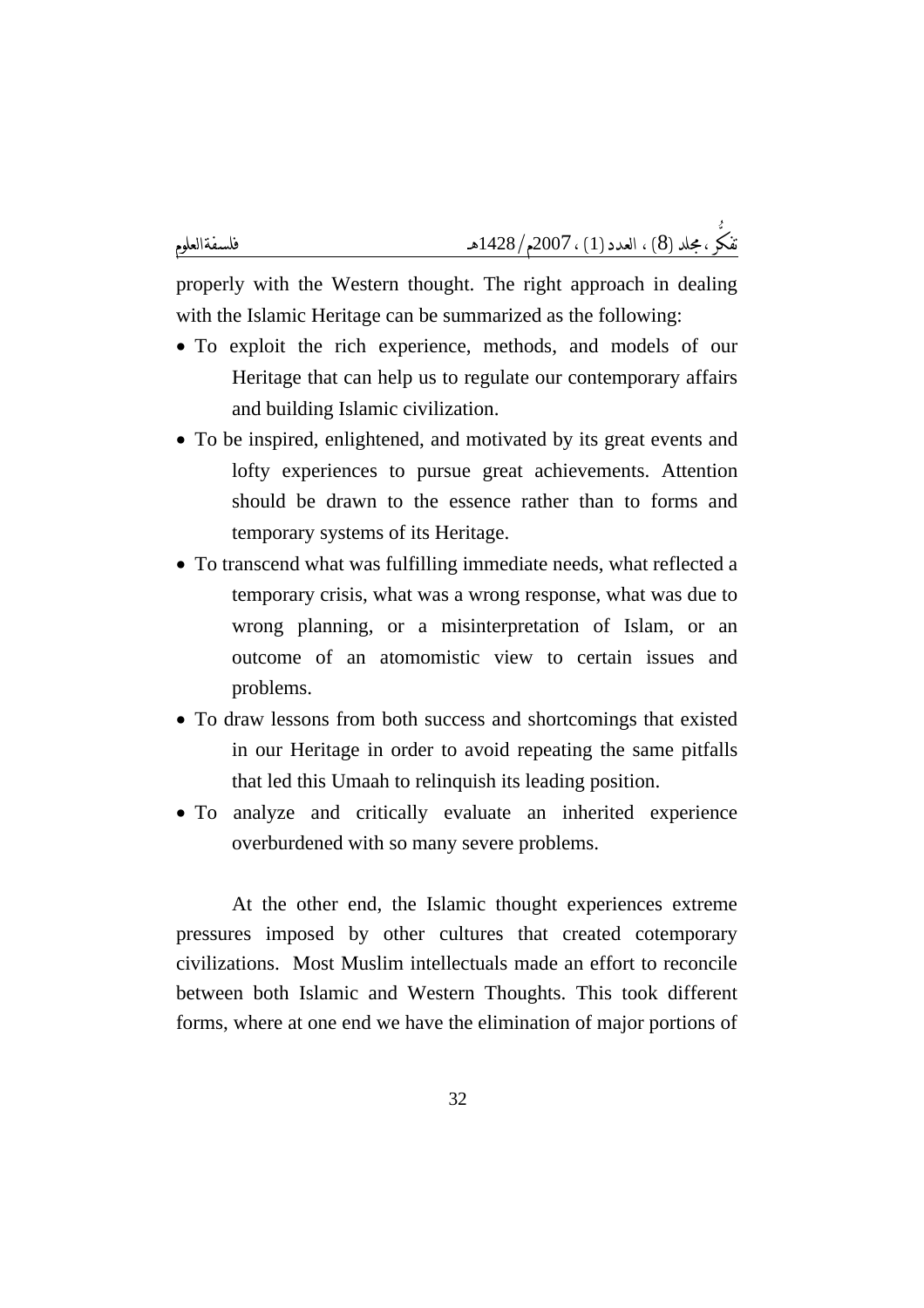properly with the Western thought. The right approach in dealing with the Islamic Heritage can be summarized as the following:

- To exploit the rich experience, methods, and models of our Heritage that can help us to regulate our contemporary affairs and building Islamic civilization.
- To be inspired, enlightened, and motivated by its great events and lofty experiences to pursue great achievements. Attention should be drawn to the essence rather than to forms and temporary systems of its Heritage.
- To transcend what was fulfilling immediate needs, what reflected a temporary crisis, what was a wrong response, what was due to wrong planning, or a misinterpretation of Islam, or an outcome of an atomomistic view to certain issues and problems.
- To draw lessons from both success and shortcomings that existed in our Heritage in order to avoid repeating the same pitfalls that led this Umaah to relinquish its leading position.
- To analyze and critically evaluate an inherited experience overburdened with so many severe problems.

At the other end, the Islamic thought experiences extreme pressures imposed by other cultures that created cotemporary civilizations. Most Muslim intellectuals made an effort to reconcile between both Islamic and Western Thoughts. This took different forms, where at one end we have the elimination of major portions of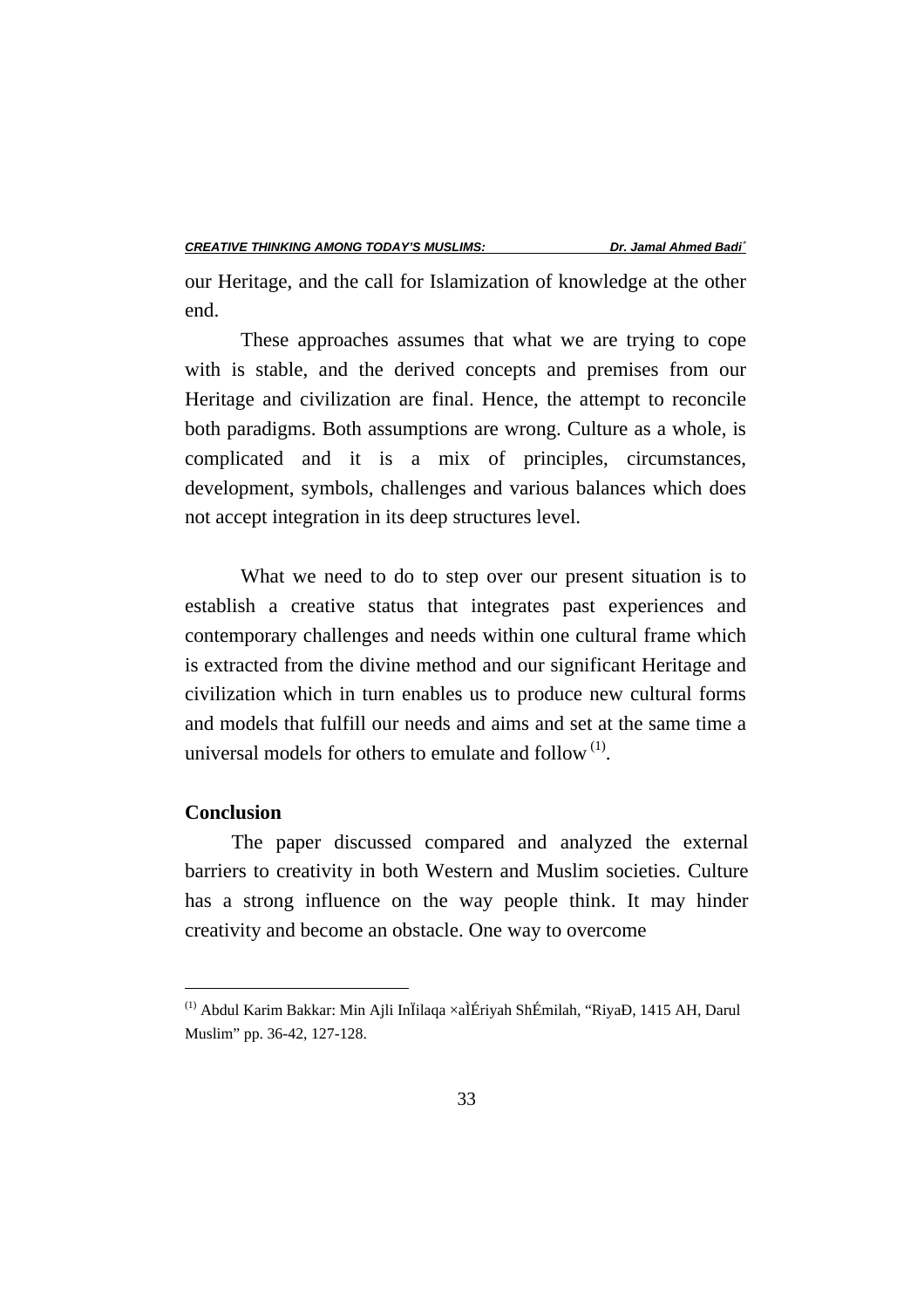our Heritage, and the call for Islamization of knowledge at the other end.

These approaches assumes that what we are trying to cope with is stable, and the derived concepts and premises from our Heritage and civilization are final. Hence, the attempt to reconcile both paradigms. Both assumptions are wrong. Culture as a whole, is complicated and it is a mix of principles, circumstances, development, symbols, challenges and various balances which does not accept integration in its deep structures level.

What we need to do to step over our present situation is to establish a creative status that integrates past experiences and contemporary challenges and needs within one cultural frame which is extracted from the divine method and our significant Heritage and civilization which in turn enables us to produce new cultural forms and models that fulfill our needs and aims and set at the same time a universal models for others to emulate and follow [(1)].

**Conclusion**

The paper discussed compared and analyzed the external barriers to creativity in both Western and Muslim societies. Culture has a strong influence on the way people think. It may hinder creativity and become an obstacle. One way to overcome

---

[(1)] Abdul Karim Bakkar: Min Ajli InÏilaqa ×aÌÉriyah ShÉmilah, "RiyaÐ, 1415 AH, Darul Muslim" pp. 36-42, 127-128.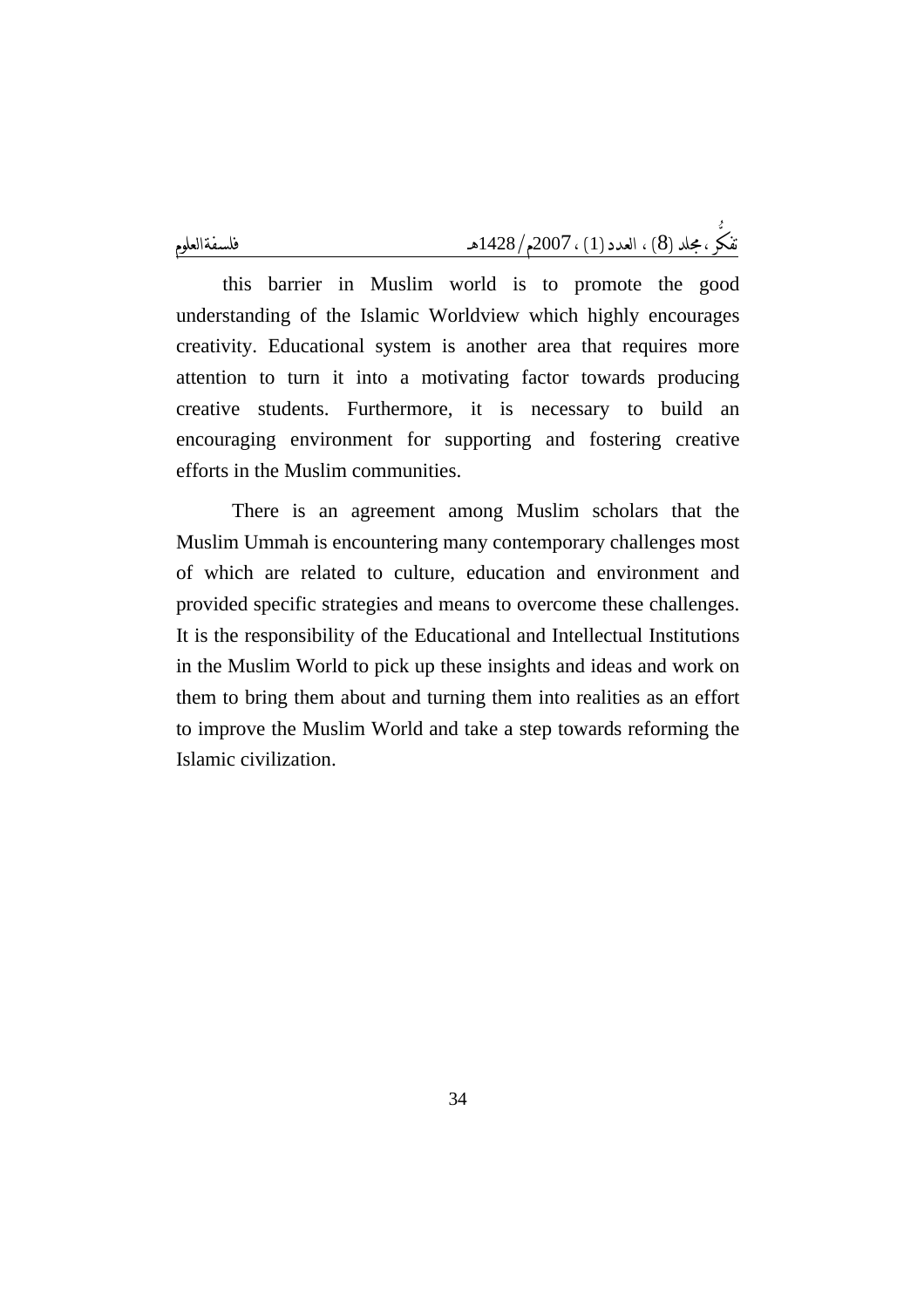this barrier in Muslim world is to promote the good understanding of the Islamic Worldview which highly encourages creativity. Educational system is another area that requires more attention to turn it into a motivating factor towards producing creative students. Furthermore, it is necessary to build an encouraging environment for supporting and fostering creative efforts in the Muslim communities.

There is an agreement among Muslim scholars that the Muslim Ummah is encountering many contemporary challenges most of which are related to culture, education and environment and provided specific strategies and means to overcome these challenges. It is the responsibility of the Educational and Intellectual Institutions in the Muslim World to pick up these insights and ideas and work on them to bring them about and turning them into realities as an effort to improve the Muslim World and take a step towards reforming the Islamic civilization.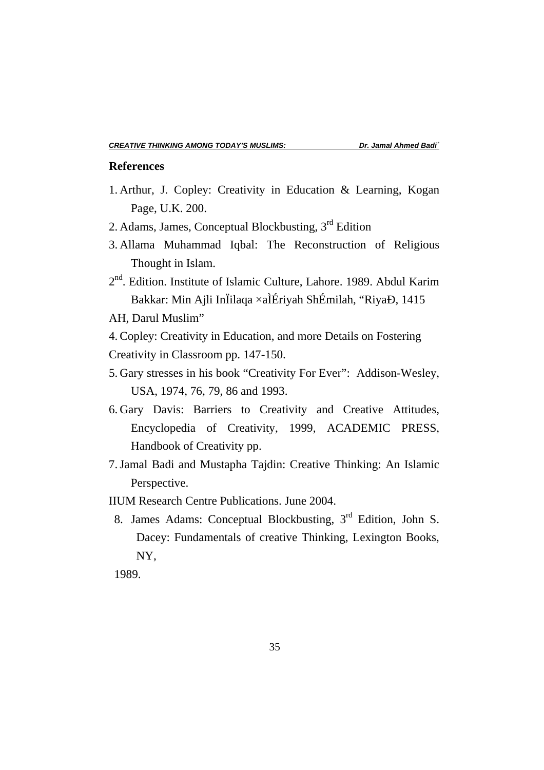## References

1. Arthur, J. Copley: Creativity in Education & Learning, Kogan Page, U.K. 200.
2. Adams, James, Conceptual Blockbusting, 3rd Edition
3. Allama Muhammad Iqbal: The Reconstruction of Religious Thought in Islam.

2nd. Edition. Institute of Islamic Culture, Lahore. 1989. Abdul Karim Bakkar: Min Ajli InÏilaqa ×aÌÉriyah ShÉmilah, "RiyaÐ, 1415 AH, Darul Muslim"

4. Copley: Creativity in Education, and more Details on Fostering Creativity in Classroom pp. 147-150.
5. Gary stresses in his book "Creativity For Ever": Addison-Wesley, USA, 1974, 76, 79, 86 and 1993.
6. Gary Davis: Barriers to Creativity and Creative Attitudes, Encyclopedia of Creativity, 1999, ACADEMIC PRESS, Handbook of Creativity pp.
7. Jamal Badi and Mustapha Tajdin: Creative Thinking: An Islamic Perspective.

IIUM Research Centre Publications. June 2004.

8. James Adams: Conceptual Blockbusting, 3rd Edition, John S. Dacey: Fundamentals of creative Thinking, Lexington Books, NY,

1989.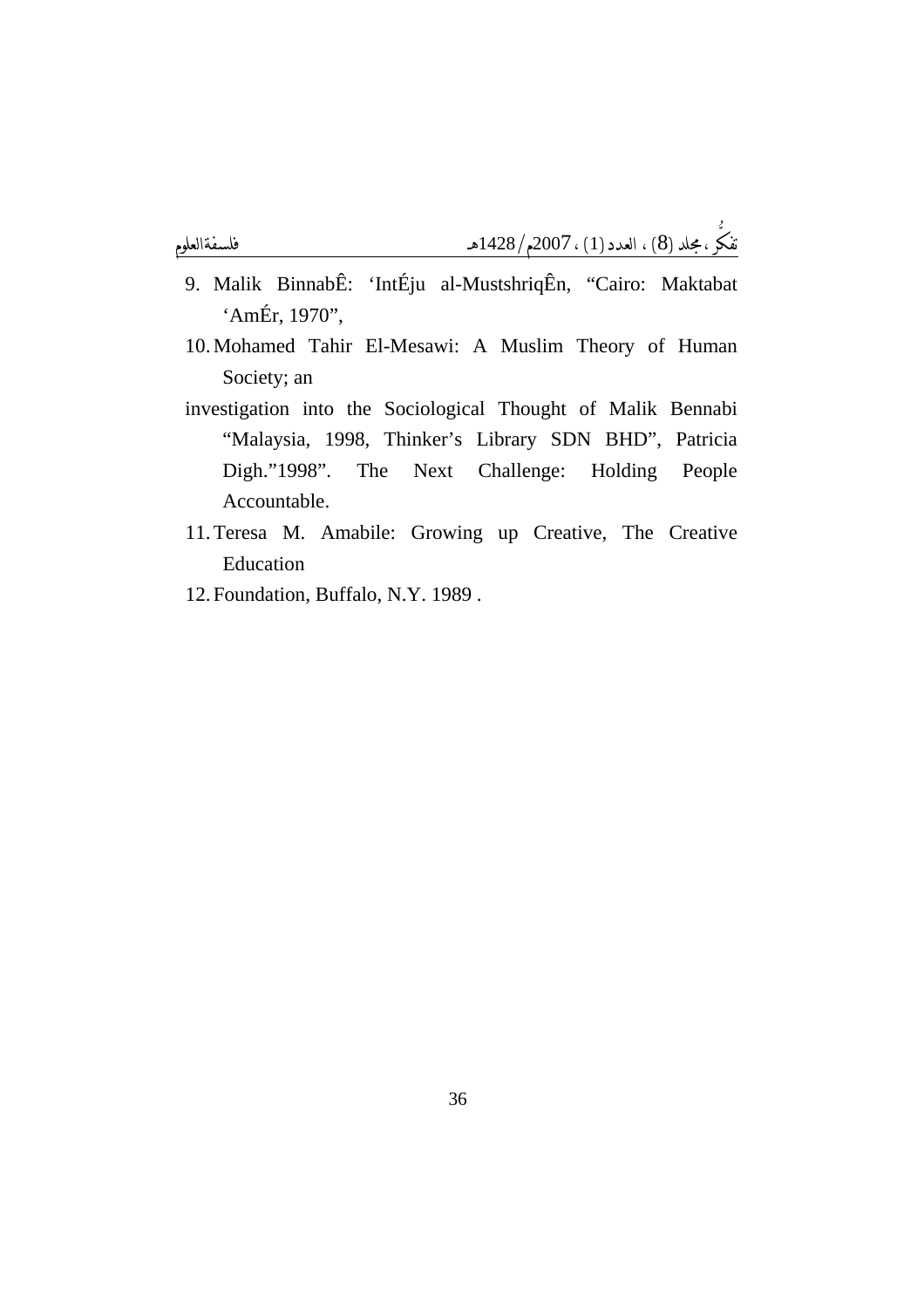9. Malik BinnabÊ: ‘IntÉju al-MustshriqÊn, “Cairo: Maktabat ‘AmÉr, 1970”,
10. Mohamed Tahir El-Mesawi: A Muslim Theory of Human Society; an

investigation into the Sociological Thought of Malik Bennabi “Malaysia, 1998, Thinker’s Library SDN BHD”, Patricia Digh.”1998”. The Next Challenge: Holding People Accountable.

11. Teresa M. Amabile: Growing up Creative, The Creative Education
12. Foundation, Buffalo, N.Y. 1989 .